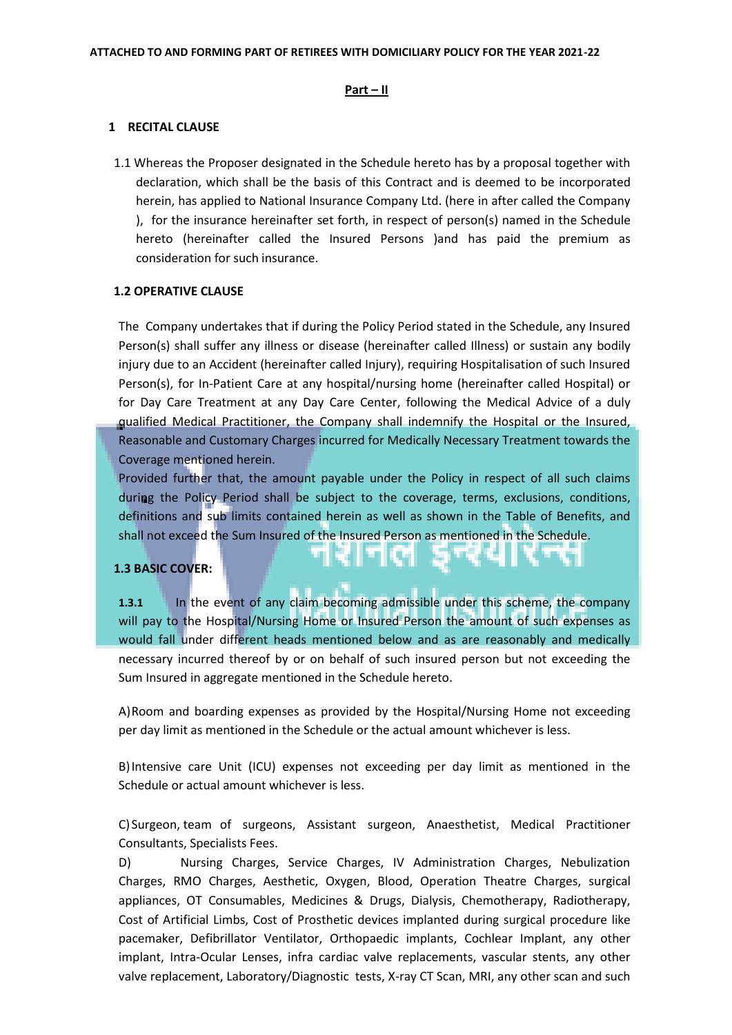ATTACHED TO AND FORMING PART OF RETIREES WITH DOMICILIARY POLICY FOR THE YEAR 2021-22

**Part – II**

## 1 RECITAL CLAUSE

1.1 Whereas the Proposer designated in the Schedule hereto has by a proposal together with declaration, which shall be the basis of this Contract and is deemed to be incorporated herein, has applied to National Insurance Company Ltd. (here in after called the Company ), for the insurance hereinafter set forth, in respect of person(s) named in the Schedule hereto (hereinafter called the Insured Persons )and has paid the premium as consideration for such insurance.

### 1.2 OPERATIVE CLAUSE

The Company undertakes that if during the Policy Period stated in the Schedule, any Insured Person(s) shall suffer any illness or disease (hereinafter called Illness) or sustain any bodily injury due to an Accident (hereinafter called Injury), requiring Hospitalisation of such Insured Person(s), for In-Patient Care at any hospital/nursing home (hereinafter called Hospital) or for Day Care Treatment at any Day Care Center, following the Medical Advice of a duly qualified Medical Practitioner, the Company shall indemnify the Hospital or the Insured, Reasonable and Customary Charges incurred for Medically Necessary Treatment towards the Coverage mentioned herein.

Provided further that, the amount payable under the Policy in respect of all such claims during the Policy Period shall be subject to the coverage, terms, exclusions, conditions, definitions and sub limits contained herein as well as shown in the Table of Benefits, and shall not exceed the Sum Insured of the Insured Person as mentioned in the Schedule.

### 1.3 BASIC COVER:

**1.3.1** In the event of any claim becoming admissible under this scheme, the company will pay to the Hospital/Nursing Home or Insured Person the amount of such expenses as would fall under different heads mentioned below and as are reasonably and medically necessary incurred thereof by or on behalf of such insured person but not exceeding the Sum Insured in aggregate mentioned in the Schedule hereto.

A) Room and boarding expenses as provided by the Hospital/Nursing Home not exceeding per day limit as mentioned in the Schedule or the actual amount whichever is less.

B) Intensive care Unit (ICU) expenses not exceeding per day limit as mentioned in the Schedule or actual amount whichever is less.

C) Surgeon, team of surgeons, Assistant surgeon, Anaesthetist, Medical Practitioner Consultants, Specialists Fees.

D) Nursing Charges, Service Charges, IV Administration Charges, Nebulization Charges, RMO Charges, Aesthetic, Oxygen, Blood, Operation Theatre Charges, surgical appliances, OT Consumables, Medicines & Drugs, Dialysis, Chemotherapy, Radiotherapy, Cost of Artificial Limbs, Cost of Prosthetic devices implanted during surgical procedure like pacemaker, Defibrillator Ventilator, Orthopaedic implants, Cochlear Implant, any other implant, Intra-Ocular Lenses, infra cardiac valve replacements, vascular stents, any other valve replacement, Laboratory/Diagnostic tests, X-ray CT Scan, MRI, any other scan and such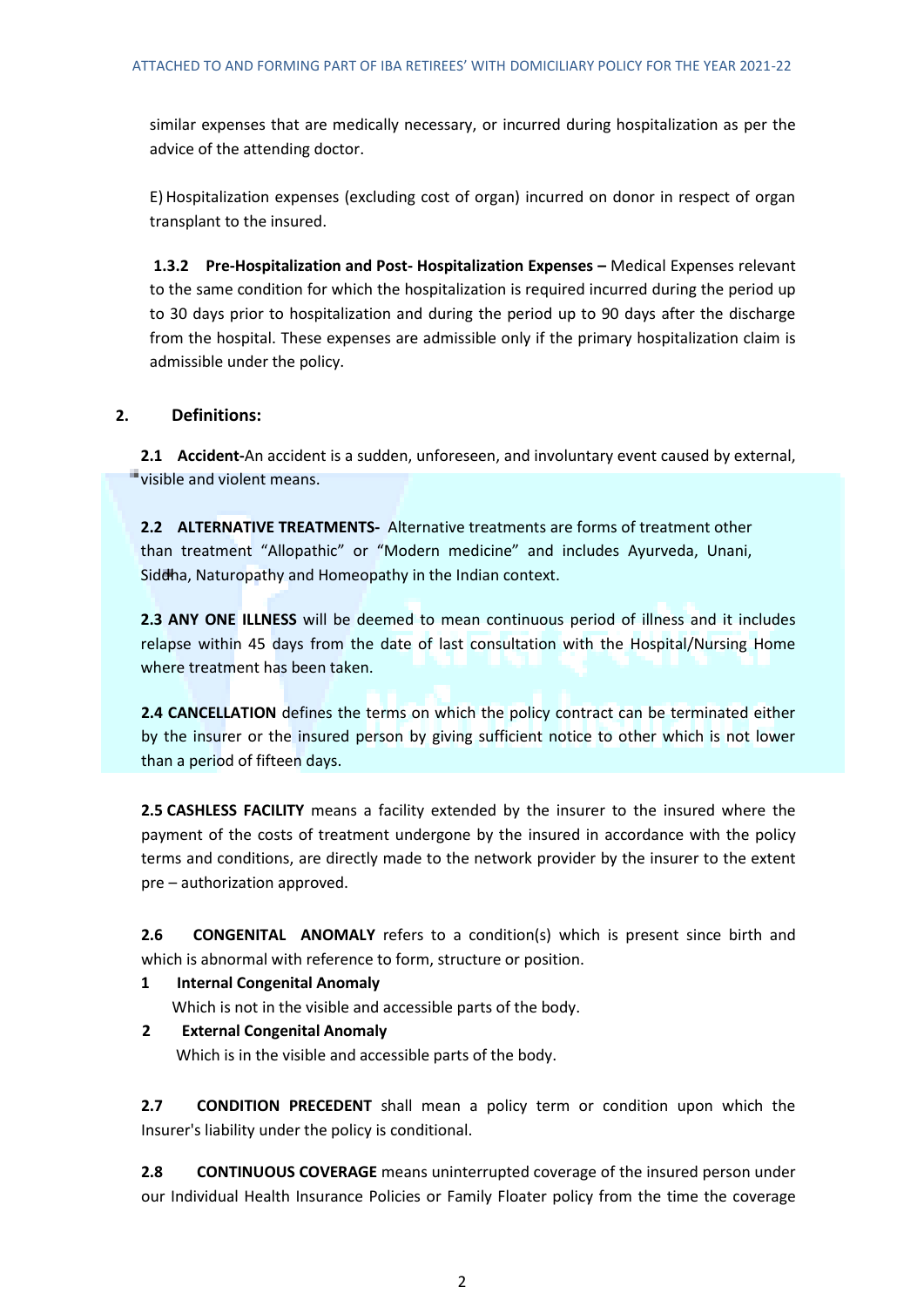similar expenses that are medically necessary, or incurred during hospitalization as per the advice of the attending doctor.

E) Hospitalization expenses (excluding cost of organ) incurred on donor in respect of organ transplant to the insured.

**1.3.2 Pre-Hospitalization and Post- Hospitalization Expenses –** Medical Expenses relevant to the same condition for which the hospitalization is required incurred during the period up to 30 days prior to hospitalization and during the period up to 90 days after the discharge from the hospital. These expenses are admissible only if the primary hospitalization claim is admissible under the policy.

## 2. Definitions:

**2.1 Accident-**An accident is a sudden, unforeseen, and involuntary event caused by external, visible and violent means.

**2.2 ALTERNATIVE TREATMENTS-** Alternative treatments are forms of treatment other than treatment "Allopathic" or "Modern medicine" and includes Ayurveda, Unani, Siddha, Naturopathy and Homeopathy in the Indian context.

**2.3 ANY ONE ILLNESS** will be deemed to mean continuous period of illness and it includes relapse within 45 days from the date of last consultation with the Hospital/Nursing Home where treatment has been taken.

**2.4 CANCELLATION** defines the terms on which the policy contract can be terminated either by the insurer or the insured person by giving sufficient notice to other which is not lower than a period of fifteen days.

**2.5 CASHLESS FACILITY** means a facility extended by the insurer to the insured where the payment of the costs of treatment undergone by the insured in accordance with the policy terms and conditions, are directly made to the network provider by the insurer to the extent pre – authorization approved.

**2.6 CONGENITAL ANOMALY** refers to a condition(s) which is present since birth and which is abnormal with reference to form, structure or position.

1. **Internal Congenital Anomaly**
   Which is not in the visible and accessible parts of the body.
2. **External Congenital Anomaly**
   Which is in the visible and accessible parts of the body.

**2.7 CONDITION PRECEDENT** shall mean a policy term or condition upon which the Insurer's liability under the policy is conditional.

**2.8 CONTINUOUS COVERAGE** means uninterrupted coverage of the insured person under our Individual Health Insurance Policies or Family Floater policy from the time the coverage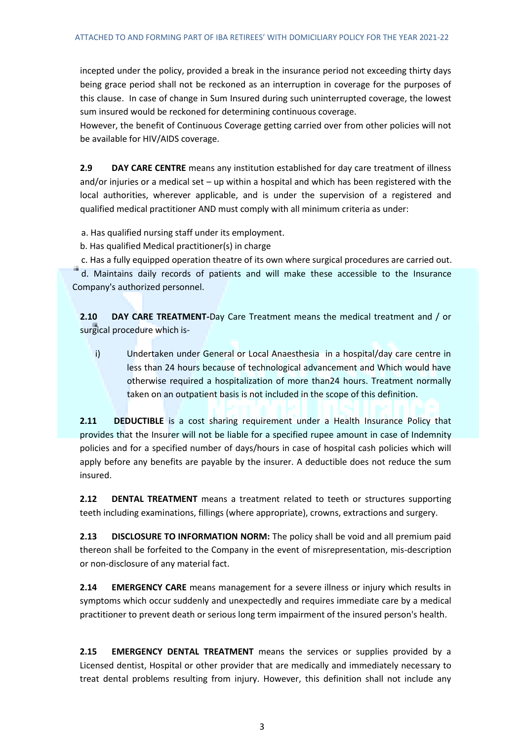incepted under the policy, provided a break in the insurance period not exceeding thirty days being grace period shall not be reckoned as an interruption in coverage for the purposes of this clause. In case of change in Sum Insured during such uninterrupted coverage, the lowest sum insured would be reckoned for determining continuous coverage.

However, the benefit of Continuous Coverage getting carried over from other policies will not be available for HIV/AIDS coverage.

**2.9 DAY CARE CENTRE** means any institution established for day care treatment of illness and/or injuries or a medical set – up within a hospital and which has been registered with the local authorities, wherever applicable, and is under the supervision of a registered and qualified medical practitioner AND must comply with all minimum criteria as under:

a. Has qualified nursing staff under its employment.
b. Has qualified Medical practitioner(s) in charge
c. Has a fully equipped operation theatre of its own where surgical procedures are carried out.
d. Maintains daily records of patients and will make these accessible to the Insurance Company's authorized personnel.

**2.10 DAY CARE TREATMENT-**Day Care Treatment means the medical treatment and / or surgical procedure which is-

i) Undertaken under General or Local Anaesthesia in a hospital/day care centre in less than 24 hours because of technological advancement and Which would have otherwise required a hospitalization of more than24 hours. Treatment normally taken on an outpatient basis is not included in the scope of this definition.

**2.11 DEDUCTIBLE** is a cost sharing requirement under a Health Insurance Policy that provides that the Insurer will not be liable for a specified rupee amount in case of Indemnity policies and for a specified number of days/hours in case of hospital cash policies which will apply before any benefits are payable by the insurer. A deductible does not reduce the sum insured.

**2.12 DENTAL TREATMENT** means a treatment related to teeth or structures supporting teeth including examinations, fillings (where appropriate), crowns, extractions and surgery.

**2.13 DISCLOSURE TO INFORMATION NORM:** The policy shall be void and all premium paid thereon shall be forfeited to the Company in the event of misrepresentation, mis-description or non-disclosure of any material fact.

**2.14 EMERGENCY CARE** means management for a severe illness or injury which results in symptoms which occur suddenly and unexpectedly and requires immediate care by a medical practitioner to prevent death or serious long term impairment of the insured person's health.

**2.15 EMERGENCY DENTAL TREATMENT** means the services or supplies provided by a Licensed dentist, Hospital or other provider that are medically and immediately necessary to treat dental problems resulting from injury. However, this definition shall not include any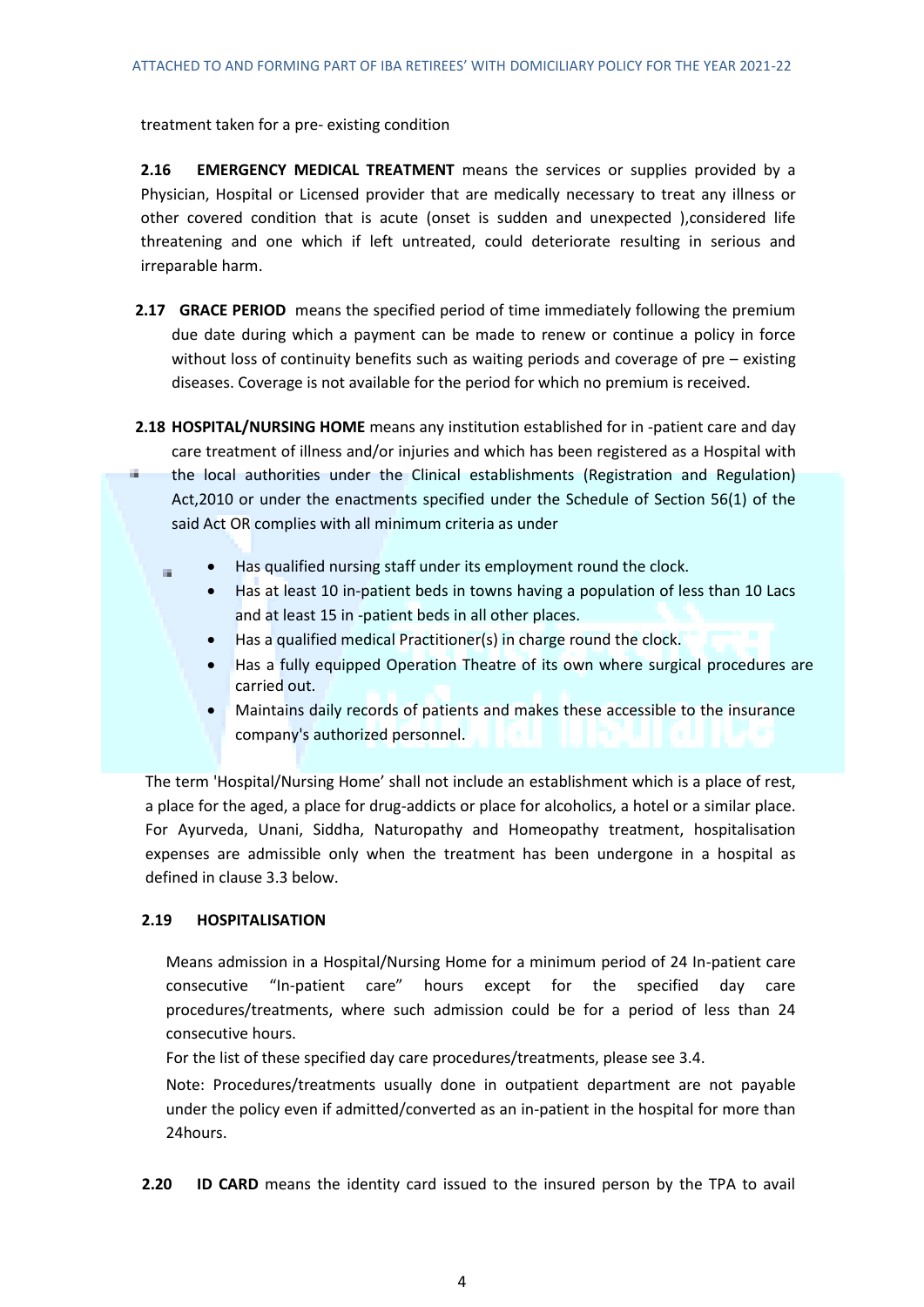treatment taken for a pre- existing condition

**2.16 EMERGENCY MEDICAL TREATMENT** means the services or supplies provided by a Physician, Hospital or Licensed provider that are medically necessary to treat any illness or other covered condition that is acute (onset is sudden and unexpected ),considered life threatening and one which if left untreated, could deteriorate resulting in serious and irreparable harm.

**2.17 GRACE PERIOD** means the specified period of time immediately following the premium due date during which a payment can be made to renew or continue a policy in force without loss of continuity benefits such as waiting periods and coverage of pre – existing diseases. Coverage is not available for the period for which no premium is received.

**2.18 HOSPITAL/NURSING HOME** means any institution established for in -patient care and day care treatment of illness and/or injuries and which has been registered as a Hospital with the local authorities under the Clinical establishments (Registration and Regulation) Act,2010 or under the enactments specified under the Schedule of Section 56(1) of the said Act OR complies with all minimum criteria as under

- Has qualified nursing staff under its employment round the clock.
- Has at least 10 in-patient beds in towns having a population of less than 10 Lacs and at least 15 in -patient beds in all other places.
- Has a qualified medical Practitioner(s) in charge round the clock.
- Has a fully equipped Operation Theatre of its own where surgical procedures are carried out.
- Maintains daily records of patients and makes these accessible to the insurance company's authorized personnel.

The term 'Hospital/Nursing Home' shall not include an establishment which is a place of rest, a place for the aged, a place for drug-addicts or place for alcoholics, a hotel or a similar place. For Ayurveda, Unani, Siddha, Naturopathy and Homeopathy treatment, hospitalisation expenses are admissible only when the treatment has been undergone in a hospital as defined in clause 3.3 below.

**2.19 HOSPITALISATION**

Means admission in a Hospital/Nursing Home for a minimum period of 24 In-patient care consecutive "In-patient care" hours except for the specified day care procedures/treatments, where such admission could be for a period of less than 24 consecutive hours.

For the list of these specified day care procedures/treatments, please see 3.4.

Note: Procedures/treatments usually done in outpatient department are not payable under the policy even if admitted/converted as an in-patient in the hospital for more than 24hours.

**2.20 ID CARD** means the identity card issued to the insured person by the TPA to avail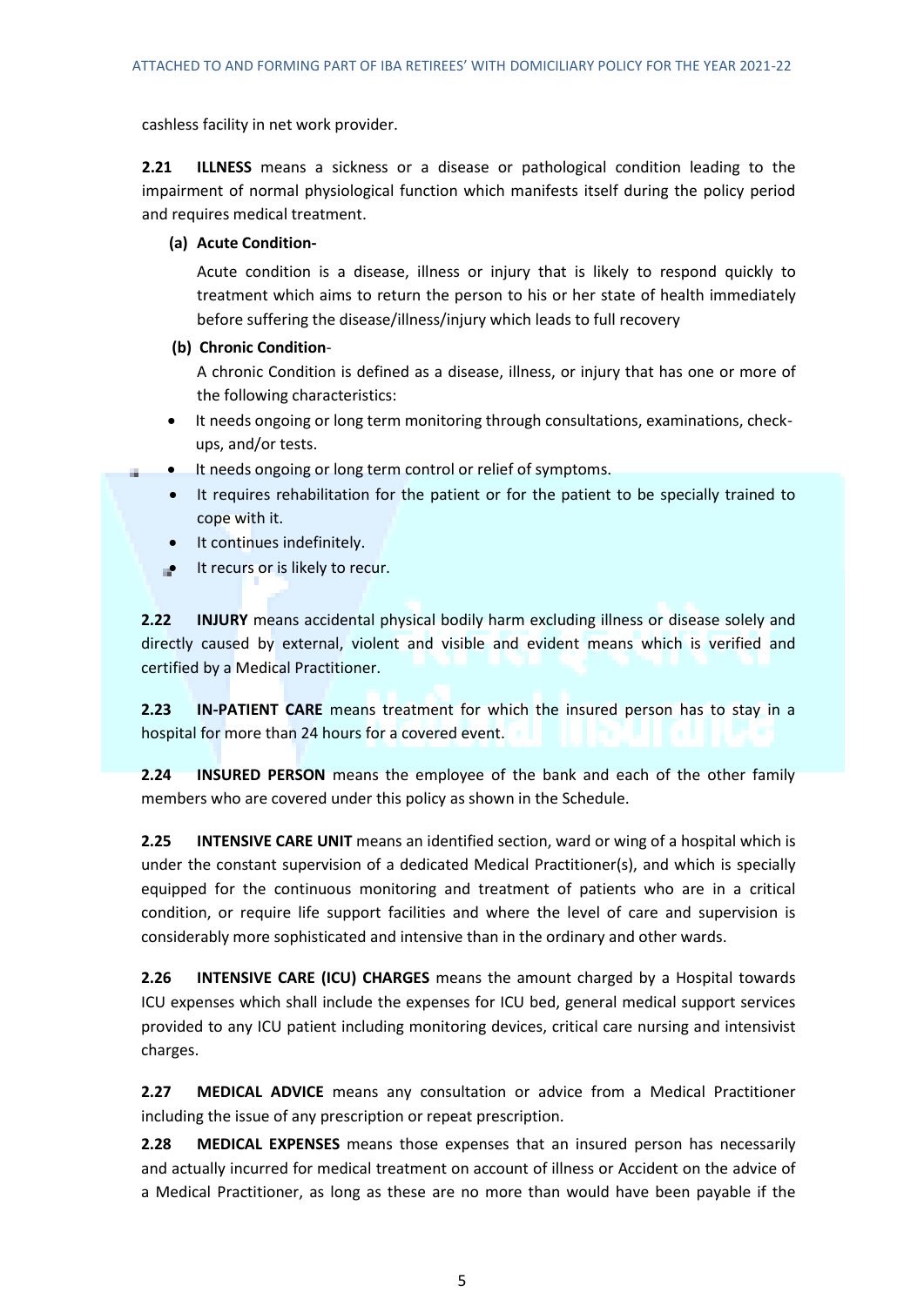cashless facility in net work provider.

**2.21 ILLNESS** means a sickness or a disease or pathological condition leading to the impairment of normal physiological function which manifests itself during the policy period and requires medical treatment.

**(a) Acute Condition-**

Acute condition is a disease, illness or injury that is likely to respond quickly to treatment which aims to return the person to his or her state of health immediately before suffering the disease/illness/injury which leads to full recovery

**(b) Chronic Condition**-

A chronic Condition is defined as a disease, illness, or injury that has one or more of the following characteristics:

- It needs ongoing or long term monitoring through consultations, examinations, check-ups, and/or tests.
- It needs ongoing or long term control or relief of symptoms.
- It requires rehabilitation for the patient or for the patient to be specially trained to cope with it.
- It continues indefinitely.
- It recurs or is likely to recur.

**2.22 INJURY** means accidental physical bodily harm excluding illness or disease solely and directly caused by external, violent and visible and evident means which is verified and certified by a Medical Practitioner.

**2.23 IN-PATIENT CARE** means treatment for which the insured person has to stay in a hospital for more than 24 hours for a covered event.

**2.24 INSURED PERSON** means the employee of the bank and each of the other family members who are covered under this policy as shown in the Schedule.

**2.25 INTENSIVE CARE UNIT** means an identified section, ward or wing of a hospital which is under the constant supervision of a dedicated Medical Practitioner(s), and which is specially equipped for the continuous monitoring and treatment of patients who are in a critical condition, or require life support facilities and where the level of care and supervision is considerably more sophisticated and intensive than in the ordinary and other wards.

**2.26 INTENSIVE CARE (ICU) CHARGES** means the amount charged by a Hospital towards ICU expenses which shall include the expenses for ICU bed, general medical support services provided to any ICU patient including monitoring devices, critical care nursing and intensivist charges.

**2.27 MEDICAL ADVICE** means any consultation or advice from a Medical Practitioner including the issue of any prescription or repeat prescription.

**2.28 MEDICAL EXPENSES** means those expenses that an insured person has necessarily and actually incurred for medical treatment on account of illness or Accident on the advice of a Medical Practitioner, as long as these are no more than would have been payable if the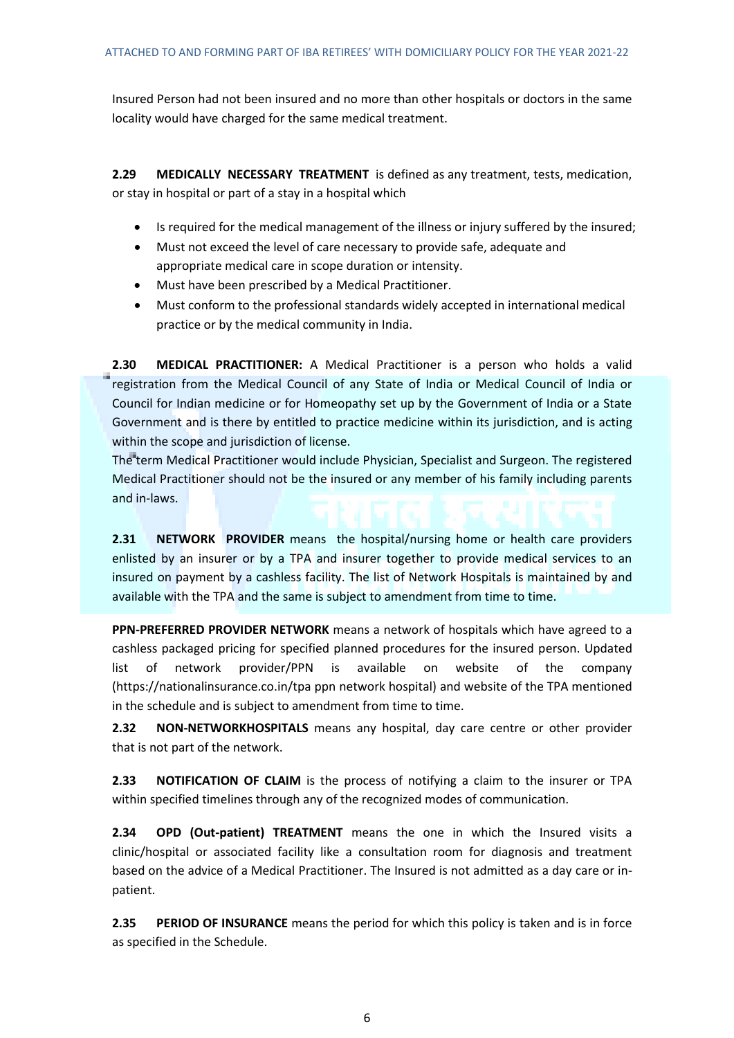Insured Person had not been insured and no more than other hospitals or doctors in the same locality would have charged for the same medical treatment.

**2.29 MEDICALLY NECESSARY TREATMENT** is defined as any treatment, tests, medication, or stay in hospital or part of a stay in a hospital which

- Is required for the medical management of the illness or injury suffered by the insured;
- Must not exceed the level of care necessary to provide safe, adequate and appropriate medical care in scope duration or intensity.
- Must have been prescribed by a Medical Practitioner.
- Must conform to the professional standards widely accepted in international medical practice or by the medical community in India.

**2.30 MEDICAL PRACTITIONER:** A Medical Practitioner is a person who holds a valid registration from the Medical Council of any State of India or Medical Council of India or Council for Indian medicine or for Homeopathy set up by the Government of India or a State Government and is there by entitled to practice medicine within its jurisdiction, and is acting within the scope and jurisdiction of license.

The term Medical Practitioner would include Physician, Specialist and Surgeon. The registered Medical Practitioner should not be the insured or any member of his family including parents and in-laws.

**2.31 NETWORK PROVIDER** means the hospital/nursing home or health care providers enlisted by an insurer or by a TPA and insurer together to provide medical services to an insured on payment by a cashless facility. The list of Network Hospitals is maintained by and available with the TPA and the same is subject to amendment from time to time.

**PPN-PREFERRED PROVIDER NETWORK** means a network of hospitals which have agreed to a cashless packaged pricing for specified planned procedures for the insured person. Updated list of network provider/PPN is available on website of the company (https://nationalinsurance.co.in/tpa ppn network hospital) and website of the TPA mentioned in the schedule and is subject to amendment from time to time.

**2.32 NON-NETWORKHOSPITALS** means any hospital, day care centre or other provider that is not part of the network.

**2.33 NOTIFICATION OF CLAIM** is the process of notifying a claim to the insurer or TPA within specified timelines through any of the recognized modes of communication.

**2.34 OPD (Out-patient) TREATMENT** means the one in which the Insured visits a clinic/hospital or associated facility like a consultation room for diagnosis and treatment based on the advice of a Medical Practitioner. The Insured is not admitted as a day care or in-patient.

**2.35 PERIOD OF INSURANCE** means the period for which this policy is taken and is in force as specified in the Schedule.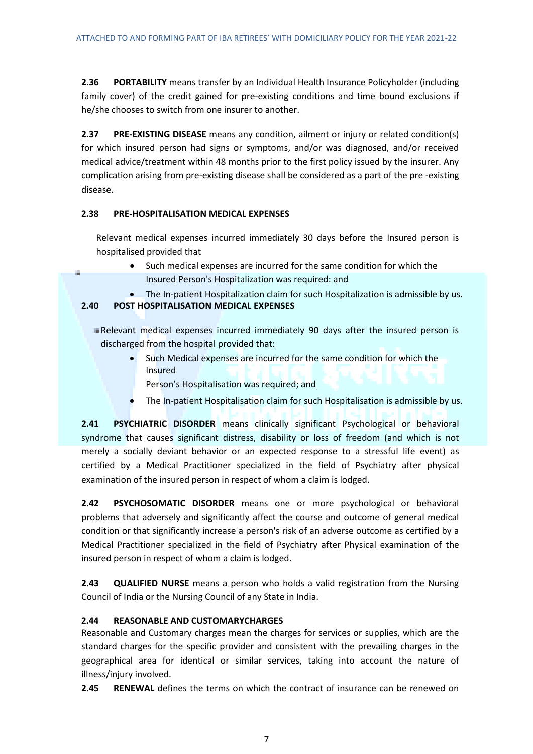**2.36 PORTABILITY** means transfer by an Individual Health Insurance Policyholder (including family cover) of the credit gained for pre-existing conditions and time bound exclusions if he/she chooses to switch from one insurer to another.

**2.37 PRE-EXISTING DISEASE** means any condition, ailment or injury or related condition(s) for which insured person had signs or symptoms, and/or was diagnosed, and/or received medical advice/treatment within 48 months prior to the first policy issued by the insurer. Any complication arising from pre-existing disease shall be considered as a part of the pre -existing disease.

**2.38 PRE-HOSPITALISATION MEDICAL EXPENSES**

Relevant medical expenses incurred immediately 30 days before the Insured person is hospitalised provided that

- Such medical expenses are incurred for the same condition for which the Insured Person's Hospitalization was required: and
- The In-patient Hospitalization claim for such Hospitalization is admissible by us.

**2.40 POST HOSPITALISATION MEDICAL EXPENSES**

Relevant medical expenses incurred immediately 90 days after the insured person is discharged from the hospital provided that:

- Such Medical expenses are incurred for the same condition for which the Insured Person's Hospitalisation was required; and
- The In-patient Hospitalisation claim for such Hospitalisation is admissible by us.

**2.41 PSYCHIATRIC DISORDER** means clinically significant Psychological or behavioral syndrome that causes significant distress, disability or loss of freedom (and which is not merely a socially deviant behavior or an expected response to a stressful life event) as certified by a Medical Practitioner specialized in the field of Psychiatry after physical examination of the insured person in respect of whom a claim is lodged.

**2.42 PSYCHOSOMATIC DISORDER** means one or more psychological or behavioral problems that adversely and significantly affect the course and outcome of general medical condition or that significantly increase a person's risk of an adverse outcome as certified by a Medical Practitioner specialized in the field of Psychiatry after Physical examination of the insured person in respect of whom a claim is lodged.

**2.43 QUALIFIED NURSE** means a person who holds a valid registration from the Nursing Council of India or the Nursing Council of any State in India.

**2.44 REASONABLE AND CUSTOMARYCHARGES**

Reasonable and Customary charges mean the charges for services or supplies, which are the standard charges for the specific provider and consistent with the prevailing charges in the geographical area for identical or similar services, taking into account the nature of illness/injury involved.

**2.45 RENEWAL** defines the terms on which the contract of insurance can be renewed on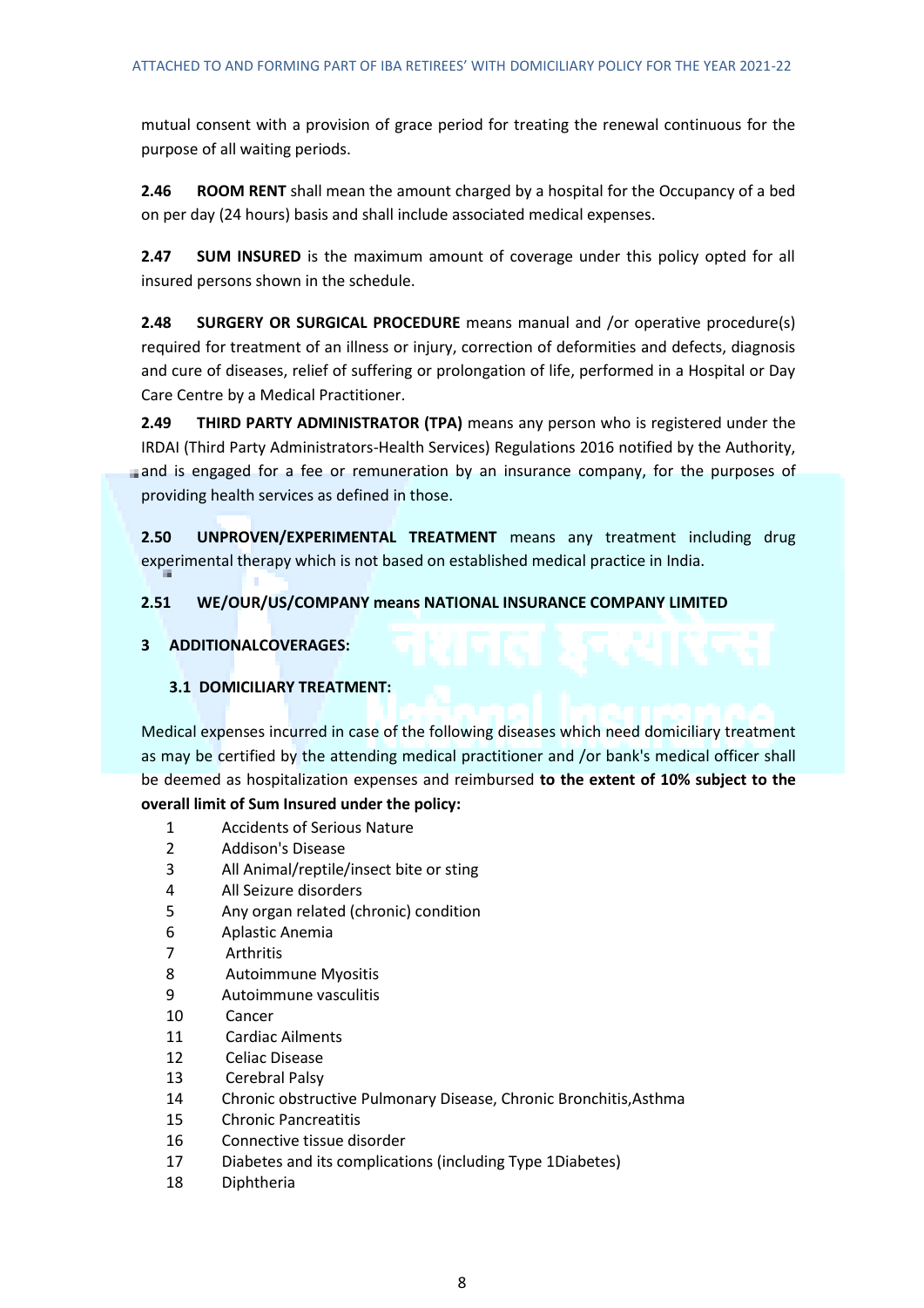mutual consent with a provision of grace period for treating the renewal continuous for the purpose of all waiting periods.

**2.46 ROOM RENT** shall mean the amount charged by a hospital for the Occupancy of a bed on per day (24 hours) basis and shall include associated medical expenses.

**2.47 SUM INSURED** is the maximum amount of coverage under this policy opted for all insured persons shown in the schedule.

**2.48 SURGERY OR SURGICAL PROCEDURE** means manual and /or operative procedure(s) required for treatment of an illness or injury, correction of deformities and defects, diagnosis and cure of diseases, relief of suffering or prolongation of life, performed in a Hospital or Day Care Centre by a Medical Practitioner.

**2.49 THIRD PARTY ADMINISTRATOR (TPA)** means any person who is registered under the IRDAI (Third Party Administrators-Health Services) Regulations 2016 notified by the Authority, and is engaged for a fee or remuneration by an insurance company, for the purposes of providing health services as defined in those.

**2.50 UNPROVEN/EXPERIMENTAL TREATMENT** means any treatment including drug experimental therapy which is not based on established medical practice in India.

**2.51 WE/OUR/US/COMPANY means NATIONAL INSURANCE COMPANY LIMITED**

## 3 ADDITIONALCOVERAGES:

### 3.1 DOMICILIARY TREATMENT:

Medical expenses incurred in case of the following diseases which need domiciliary treatment as may be certified by the attending medical practitioner and /or bank's medical officer shall be deemed as hospitalization expenses and reimbursed **to the extent of 10% subject to the overall limit of Sum Insured under the policy:**

1. Accidents of Serious Nature
2. Addison's Disease
3. All Animal/reptile/insect bite or sting
4. All Seizure disorders
5. Any organ related (chronic) condition
6. Aplastic Anemia
7. Arthritis
8. Autoimmune Myositis
9. Autoimmune vasculitis
10. Cancer
11. Cardiac Ailments
12. Celiac Disease
13. Cerebral Palsy
14. Chronic obstructive Pulmonary Disease, Chronic Bronchitis,Asthma
15. Chronic Pancreatitis
16. Connective tissue disorder
17. Diabetes and its complications (including Type 1Diabetes)
18. Diphtheria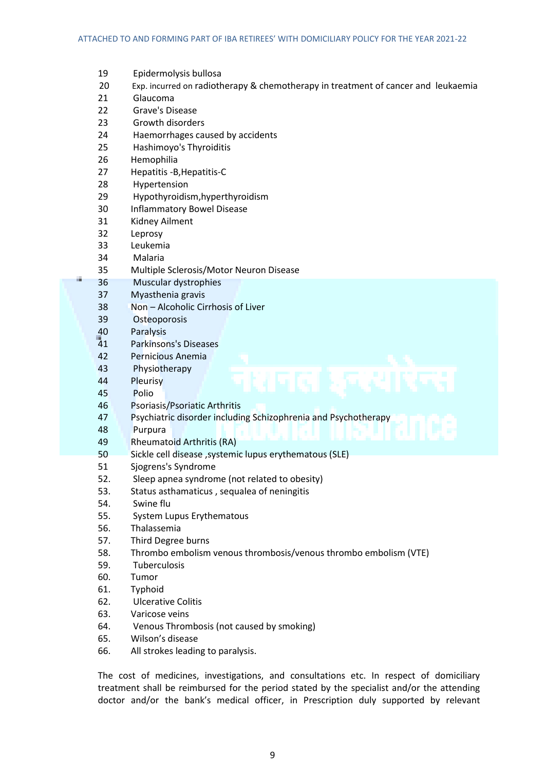19 Epidermolysis bullosa
20 Exp. incurred on radiotherapy & chemotherapy in treatment of cancer and leukaemia
21 Glaucoma
22 Grave's Disease
23 Growth disorders
24 Haemorrhages caused by accidents
25 Hashimoyo's Thyroiditis
26 Hemophilia
27 Hepatitis -B,Hepatitis-C
28 Hypertension
29 Hypothyroidism,hyperthyroidism
30 Inflammatory Bowel Disease
31 Kidney Ailment
32 Leprosy
33 Leukemia
34 Malaria
35 Multiple Sclerosis/Motor Neuron Disease
36 Muscular dystrophies
37 Myasthenia gravis
38 Non – Alcoholic Cirrhosis of Liver
39 Osteoporosis
40 Paralysis
41 Parkinsons's Diseases
42 Pernicious Anemia
43 Physiotherapy
44 Pleurisy
45 Polio
46 Psoriasis/Psoriatic Arthritis
47 Psychiatric disorder including Schizophrenia and Psychotherapy
48 Purpura
49 Rheumatoid Arthritis (RA)
50 Sickle cell disease ,systemic lupus erythematous (SLE)
51 Sjogrens's Syndrome
52. Sleep apnea syndrome (not related to obesity)
53. Status asthamaticus , sequalea of neningitis
54. Swine flu
55. System Lupus Erythematous
56. Thalassemia
57. Third Degree burns
58. Thrombo embolism venous thrombosis/venous thrombo embolism (VTE)
59. Tuberculosis
60. Tumor
61. Typhoid
62. Ulcerative Colitis
63. Varicose veins
64. Venous Thrombosis (not caused by smoking)
65. Wilson's disease
66. All strokes leading to paralysis.

The cost of medicines, investigations, and consultations etc. In respect of domiciliary treatment shall be reimbursed for the period stated by the specialist and/or the attending doctor and/or the bank's medical officer, in Prescription duly supported by relevant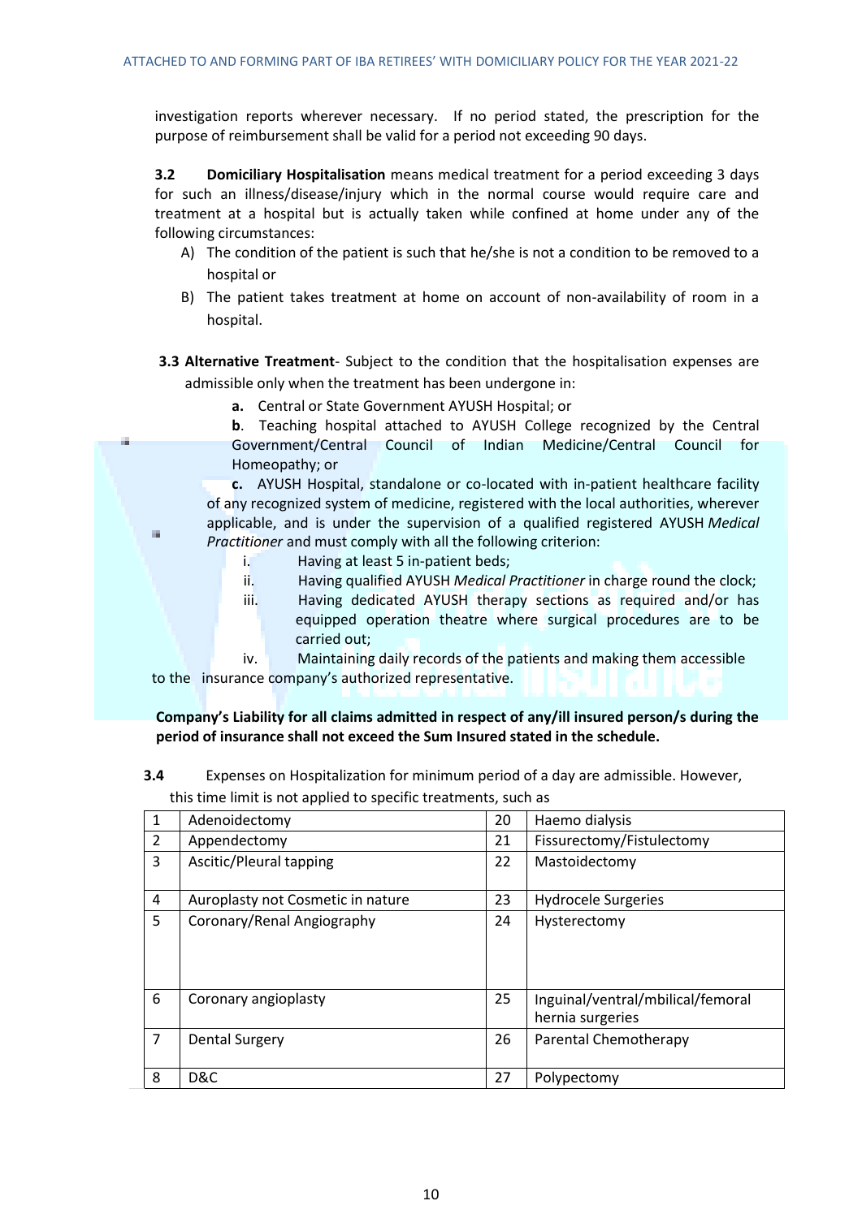investigation reports wherever necessary. If no period stated, the prescription for the purpose of reimbursement shall be valid for a period not exceeding 90 days.

**3.2 Domiciliary Hospitalisation** means medical treatment for a period exceeding 3 days for such an illness/disease/injury which in the normal course would require care and treatment at a hospital but is actually taken while confined at home under any of the following circumstances:

A) The condition of the patient is such that he/she is not a condition to be removed to a hospital or
B) The patient takes treatment at home on account of non-availability of room in a hospital.

**3.3 Alternative Treatment**- Subject to the condition that the hospitalisation expenses are admissible only when the treatment has been undergone in:

**a.** Central or State Government AYUSH Hospital; or

**b**. Teaching hospital attached to AYUSH College recognized by the Central Government/Central Council of Indian Medicine/Central Council for Homeopathy; or

**c.** AYUSH Hospital, standalone or co-located with in-patient healthcare facility of any recognized system of medicine, registered with the local authorities, wherever applicable, and is under the supervision of a qualified registered AYUSH *Medical Practitioner* and must comply with all the following criterion:

i. Having at least 5 in-patient beds;
ii. Having qualified AYUSH *Medical Practitioner* in charge round the clock;
iii. Having dedicated AYUSH therapy sections as required and/or has equipped operation theatre where surgical procedures are to be carried out;
iv. Maintaining daily records of the patients and making them accessible to the insurance company's authorized representative.

**Company's Liability for all claims admitted in respect of any/ill insured person/s during the period of insurance shall not exceed the Sum Insured stated in the schedule.**

**3.4** Expenses on Hospitalization for minimum period of a day are admissible. However, this time limit is not applied to specific treatments, such as

| | | | |
|---|---|---|---|
| 1 | Adenoidectomy | 20 | Haemo dialysis |
| 2 | Appendectomy | 21 | Fissurectomy/Fistulectomy |
| 3 | Ascitic/Pleural tapping | 22 | Mastoidectomy |
| 4 | Auroplasty not Cosmetic in nature | 23 | Hydrocele Surgeries |
| 5 | Coronary/Renal Angiography | 24 | Hysterectomy |
| 6 | Coronary angioplasty | 25 | Inguinal/ventral/mbilical/femoral hernia surgeries |
| 7 | Dental Surgery | 26 | Parental Chemotherapy |
| 8 | D&C | 27 | Polypectomy |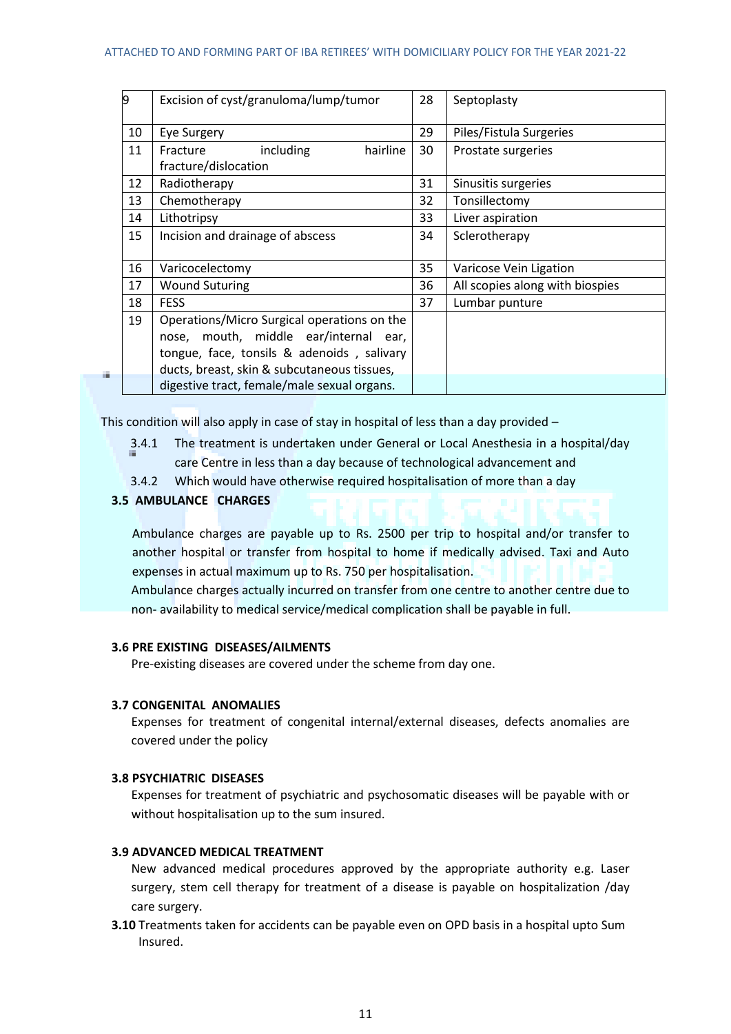| 9 | Excision of cyst/granuloma/lump/tumor | 28 | Septoplasty |
|---|---|---|---|
| 10 | Eye Surgery | 29 | Piles/Fistula Surgeries |
| 11 | Fracture including hairline fracture/dislocation | 30 | Prostate surgeries |
| 12 | Radiotherapy | 31 | Sinusitis surgeries |
| 13 | Chemotherapy | 32 | Tonsillectomy |
| 14 | Lithotripsy | 33 | Liver aspiration |
| 15 | Incision and drainage of abscess | 34 | Sclerotherapy |
| 16 | Varicocelectomy | 35 | Varicose Vein Ligation |
| 17 | Wound Suturing | 36 | All scopies along with biospies |
| 18 | FESS | 37 | Lumbar punture |
| 19 | Operations/Micro Surgical operations on the nose, mouth, middle ear/internal ear, tongue, face, tonsils & adenoids , salivary ducts, breast, skin & subcutaneous tissues, digestive tract, female/male sexual organs. | | |

This condition will also apply in case of stay in hospital of less than a day provided –

3.4.1 The treatment is undertaken under General or Local Anesthesia in a hospital/day care Centre in less than a day because of technological advancement and

3.4.2 Which would have otherwise required hospitalisation of more than a day

### 3.5 AMBULANCE CHARGES

Ambulance charges are payable up to Rs. 2500 per trip to hospital and/or transfer to another hospital or transfer from hospital to home if medically advised. Taxi and Auto expenses in actual maximum up to Rs. 750 per hospitalisation.

Ambulance charges actually incurred on transfer from one centre to another centre due to non- availability to medical service/medical complication shall be payable in full.

### 3.6 PRE EXISTING DISEASES/AILMENTS

Pre-existing diseases are covered under the scheme from day one.

### 3.7 CONGENITAL ANOMALIES

Expenses for treatment of congenital internal/external diseases, defects anomalies are covered under the policy

### 3.8 PSYCHIATRIC DISEASES

Expenses for treatment of psychiatric and psychosomatic diseases will be payable with or without hospitalisation up to the sum insured.

### 3.9 ADVANCED MEDICAL TREATMENT

New advanced medical procedures approved by the appropriate authority e.g. Laser surgery, stem cell therapy for treatment of a disease is payable on hospitalization /day care surgery.

**3.10** Treatments taken for accidents can be payable even on OPD basis in a hospital upto Sum Insured.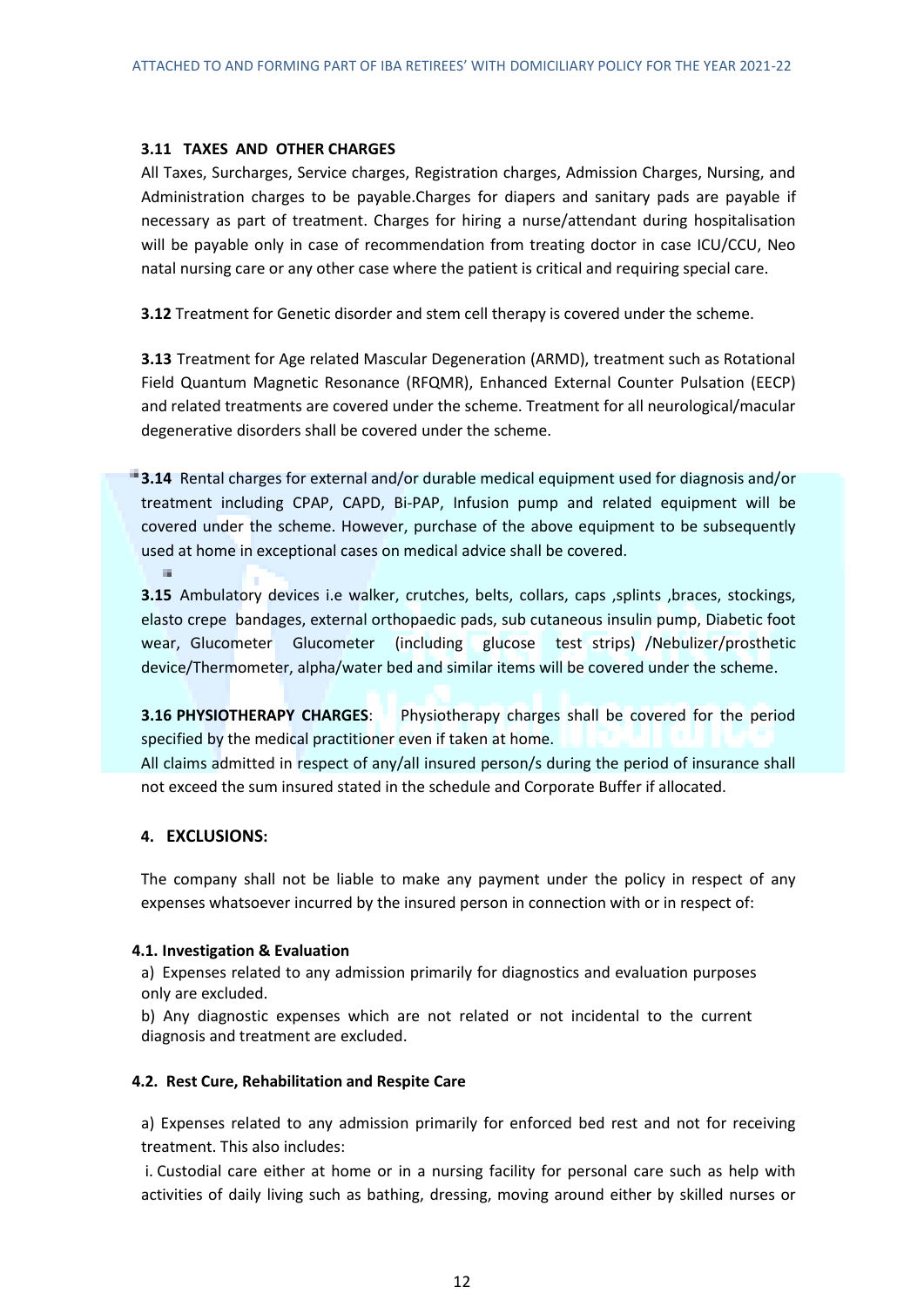### 3.11 TAXES AND OTHER CHARGES

All Taxes, Surcharges, Service charges, Registration charges, Admission Charges, Nursing, and Administration charges to be payable.Charges for diapers and sanitary pads are payable if necessary as part of treatment. Charges for hiring a nurse/attendant during hospitalisation will be payable only in case of recommendation from treating doctor in case ICU/CCU, Neo natal nursing care or any other case where the patient is critical and requiring special care.

**3.12** Treatment for Genetic disorder and stem cell therapy is covered under the scheme.

**3.13** Treatment for Age related Mascular Degeneration (ARMD), treatment such as Rotational Field Quantum Magnetic Resonance (RFQMR), Enhanced External Counter Pulsation (EECP) and related treatments are covered under the scheme. Treatment for all neurological/macular degenerative disorders shall be covered under the scheme.

**3.14** Rental charges for external and/or durable medical equipment used for diagnosis and/or treatment including CPAP, CAPD, Bi-PAP, Infusion pump and related equipment will be covered under the scheme. However, purchase of the above equipment to be subsequently used at home in exceptional cases on medical advice shall be covered.

**3.15** Ambulatory devices i.e walker, crutches, belts, collars, caps ,splints ,braces, stockings, elasto crepe bandages, external orthopaedic pads, sub cutaneous insulin pump, Diabetic foot wear, Glucometer Glucometer (including glucose test strips) /Nebulizer/prosthetic device/Thermometer, alpha/water bed and similar items will be covered under the scheme.

**3.16 PHYSIOTHERAPY CHARGES**: Physiotherapy charges shall be covered for the period specified by the medical practitioner even if taken at home.

All claims admitted in respect of any/all insured person/s during the period of insurance shall not exceed the sum insured stated in the schedule and Corporate Buffer if allocated.

## 4. EXCLUSIONS:

The company shall not be liable to make any payment under the policy in respect of any expenses whatsoever incurred by the insured person in connection with or in respect of:

#### 4.1. Investigation & Evaluation

a) Expenses related to any admission primarily for diagnostics and evaluation purposes only are excluded.

b) Any diagnostic expenses which are not related or not incidental to the current diagnosis and treatment are excluded.

#### 4.2. Rest Cure, Rehabilitation and Respite Care

a) Expenses related to any admission primarily for enforced bed rest and not for receiving treatment. This also includes:

i. Custodial care either at home or in a nursing facility for personal care such as help with activities of daily living such as bathing, dressing, moving around either by skilled nurses or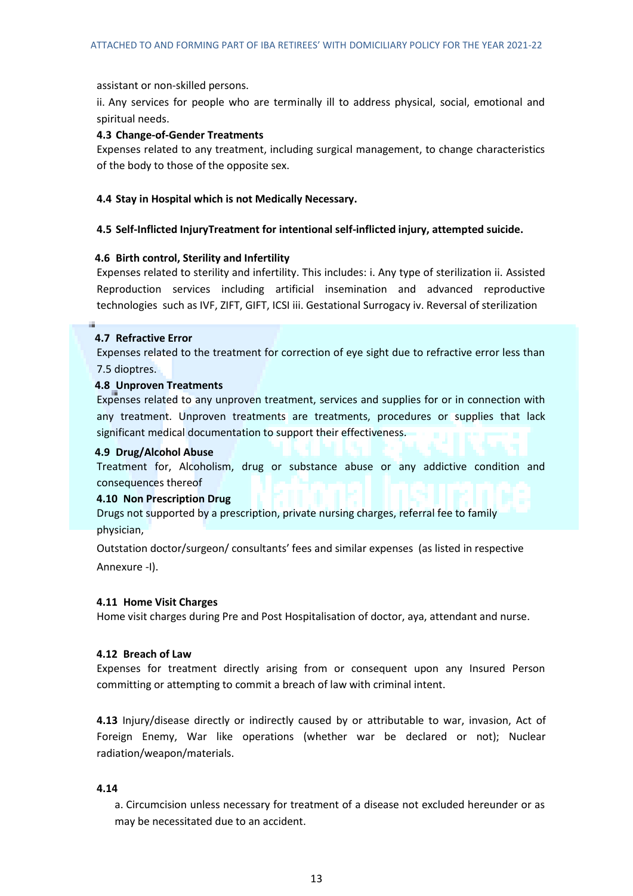assistant or non-skilled persons.

ii. Any services for people who are terminally ill to address physical, social, emotional and spiritual needs.

**4.3 Change-of-Gender Treatments**

Expenses related to any treatment, including surgical management, to change characteristics of the body to those of the opposite sex.

**4.4 Stay in Hospital which is not Medically Necessary.**

**4.5 Self-Inflicted InjuryTreatment for intentional self-inflicted injury, attempted suicide.**

**4.6 Birth control, Sterility and Infertility**

Expenses related to sterility and infertility. This includes: i. Any type of sterilization ii. Assisted Reproduction services including artificial insemination and advanced reproductive technologies such as IVF, ZIFT, GIFT, ICSI iii. Gestational Surrogacy iv. Reversal of sterilization

**4.7 Refractive Error**

Expenses related to the treatment for correction of eye sight due to refractive error less than 7.5 dioptres.

**4.8 Unproven Treatments**

Expenses related to any unproven treatment, services and supplies for or in connection with any treatment. Unproven treatments are treatments, procedures or supplies that lack significant medical documentation to support their effectiveness.

**4.9 Drug/Alcohol Abuse**

Treatment for, Alcoholism, drug or substance abuse or any addictive condition and consequences thereof

**4.10 Non Prescription Drug**

Drugs not supported by a prescription, private nursing charges, referral fee to family physician,

Outstation doctor/surgeon/ consultants' fees and similar expenses (as listed in respective Annexure -I).

**4.11 Home Visit Charges**

Home visit charges during Pre and Post Hospitalisation of doctor, aya, attendant and nurse.

**4.12 Breach of Law**

Expenses for treatment directly arising from or consequent upon any Insured Person committing or attempting to commit a breach of law with criminal intent.

**4.13** Injury/disease directly or indirectly caused by or attributable to war, invasion, Act of Foreign Enemy, War like operations (whether war be declared or not); Nuclear radiation/weapon/materials.

**4.14**

a. Circumcision unless necessary for treatment of a disease not excluded hereunder or as may be necessitated due to an accident.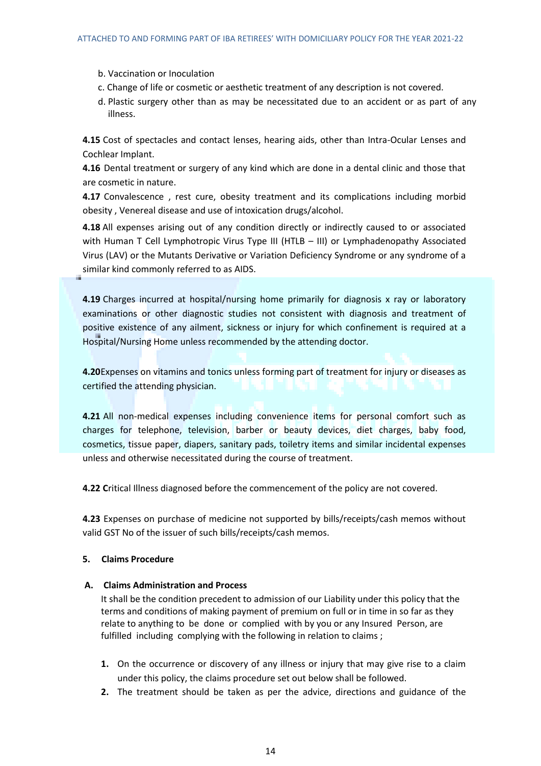b. Vaccination or Inoculation

c. Change of life or cosmetic or aesthetic treatment of any description is not covered.

d. Plastic surgery other than as may be necessitated due to an accident or as part of any illness.

**4.15** Cost of spectacles and contact lenses, hearing aids, other than Intra-Ocular Lenses and Cochlear Implant.

**4.16** Dental treatment or surgery of any kind which are done in a dental clinic and those that are cosmetic in nature.

**4.17** Convalescence , rest cure, obesity treatment and its complications including morbid obesity , Venereal disease and use of intoxication drugs/alcohol.

**4.18** All expenses arising out of any condition directly or indirectly caused to or associated with Human T Cell Lymphotropic Virus Type III (HTLB – III) or Lymphadenopathy Associated Virus (LAV) or the Mutants Derivative or Variation Deficiency Syndrome or any syndrome of a similar kind commonly referred to as AIDS.

**4.19** Charges incurred at hospital/nursing home primarily for diagnosis x ray or laboratory examinations or other diagnostic studies not consistent with diagnosis and treatment of positive existence of any ailment, sickness or injury for which confinement is required at a Hospital/Nursing Home unless recommended by the attending doctor.

**4.20**Expenses on vitamins and tonics unless forming part of treatment for injury or diseases as certified the attending physician.

**4.21** All non-medical expenses including convenience items for personal comfort such as charges for telephone, television, barber or beauty devices, diet charges, baby food, cosmetics, tissue paper, diapers, sanitary pads, toiletry items and similar incidental expenses unless and otherwise necessitated during the course of treatment.

**4.22 C**ritical Illness diagnosed before the commencement of the policy are not covered.

**4.23** Expenses on purchase of medicine not supported by bills/receipts/cash memos without valid GST No of the issuer of such bills/receipts/cash memos.

## 5. Claims Procedure

### A. Claims Administration and Process

It shall be the condition precedent to admission of our Liability under this policy that the terms and conditions of making payment of premium on full or in time in so far as they relate to anything to be done or complied with by you or any Insured Person, are fulfilled including complying with the following in relation to claims ;

1. On the occurrence or discovery of any illness or injury that may give rise to a claim under this policy, the claims procedure set out below shall be followed.
2. The treatment should be taken as per the advice, directions and guidance of the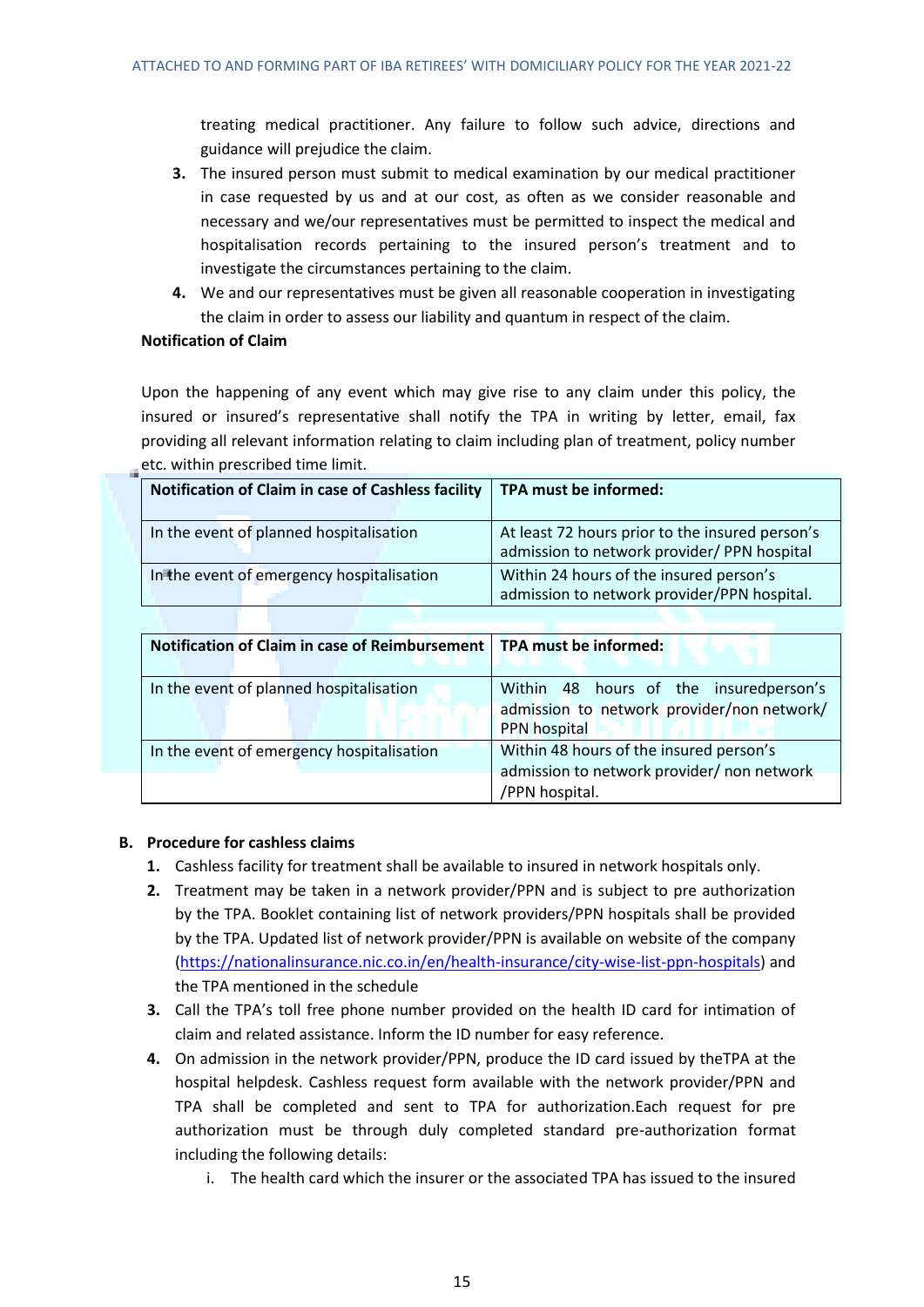treating medical practitioner. Any failure to follow such advice, directions and guidance will prejudice the claim.

3. The insured person must submit to medical examination by our medical practitioner in case requested by us and at our cost, as often as we consider reasonable and necessary and we/our representatives must be permitted to inspect the medical and hospitalisation records pertaining to the insured person's treatment and to investigate the circumstances pertaining to the claim.
4. We and our representatives must be given all reasonable cooperation in investigating the claim in order to assess our liability and quantum in respect of the claim.

**Notification of Claim**

Upon the happening of any event which may give rise to any claim under this policy, the insured or insured's representative shall notify the TPA in writing by letter, email, fax providing all relevant information relating to claim including plan of treatment, policy number etc. within prescribed time limit.

| Notification of Claim in case of Cashless facility | TPA must be informed: |
|---|---|
| In the event of planned hospitalisation | At least 72 hours prior to the insured person's admission to network provider/ PPN hospital |
| In the event of emergency hospitalisation | Within 24 hours of the insured person's admission to network provider/PPN hospital. |

| Notification of Claim in case of Reimbursement | TPA must be informed: |
|---|---|
| In the event of planned hospitalisation | Within 48 hours of the insuredperson's admission to network provider/non network/ PPN hospital |
| In the event of emergency hospitalisation | Within 48 hours of the insured person's admission to network provider/ non network /PPN hospital. |

**B. Procedure for cashless claims**

1. Cashless facility for treatment shall be available to insured in network hospitals only.
2. Treatment may be taken in a network provider/PPN and is subject to pre authorization by the TPA. Booklet containing list of network providers/PPN hospitals shall be provided by the TPA. Updated list of network provider/PPN is available on website of the company (https://nationalinsurance.nic.co.in/en/health-insurance/city-wise-list-ppn-hospitals) and the TPA mentioned in the schedule
3. Call the TPA's toll free phone number provided on the health ID card for intimation of claim and related assistance. Inform the ID number for easy reference.
4. On admission in the network provider/PPN, produce the ID card issued by theTPA at the hospital helpdesk. Cashless request form available with the network provider/PPN and TPA shall be completed and sent to TPA for authorization.Each request for pre authorization must be through duly completed standard pre-authorization format including the following details:
   i. The health card which the insurer or the associated TPA has issued to the insured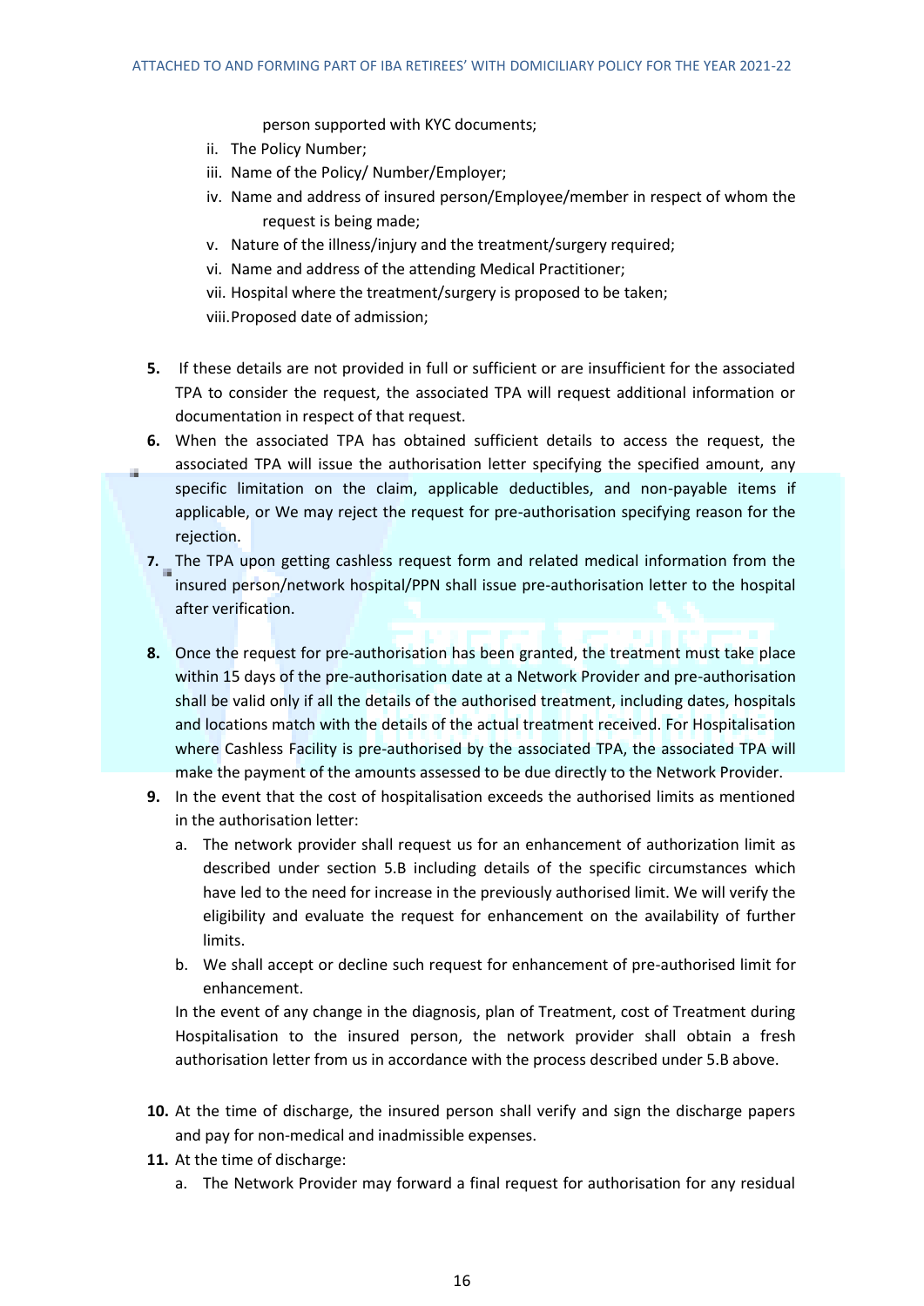person supported with KYC documents;

ii. The Policy Number;

iii. Name of the Policy/ Number/Employer;

iv. Name and address of insured person/Employee/member in respect of whom the request is being made;

v. Nature of the illness/injury and the treatment/surgery required;

vi. Name and address of the attending Medical Practitioner;

vii. Hospital where the treatment/surgery is proposed to be taken;

viii. Proposed date of admission;

**5.** If these details are not provided in full or sufficient or are insufficient for the associated TPA to consider the request, the associated TPA will request additional information or documentation in respect of that request.

**6.** When the associated TPA has obtained sufficient details to access the request, the associated TPA will issue the authorisation letter specifying the specified amount, any specific limitation on the claim, applicable deductibles, and non-payable items if applicable, or We may reject the request for pre-authorisation specifying reason for the rejection.

**7.** The TPA upon getting cashless request form and related medical information from the insured person/network hospital/PPN shall issue pre-authorisation letter to the hospital after verification.

**8.** Once the request for pre-authorisation has been granted, the treatment must take place within 15 days of the pre-authorisation date at a Network Provider and pre-authorisation shall be valid only if all the details of the authorised treatment, including dates, hospitals and locations match with the details of the actual treatment received. For Hospitalisation where Cashless Facility is pre-authorised by the associated TPA, the associated TPA will make the payment of the amounts assessed to be due directly to the Network Provider.

**9.** In the event that the cost of hospitalisation exceeds the authorised limits as mentioned in the authorisation letter:

a. The network provider shall request us for an enhancement of authorization limit as described under section 5.B including details of the specific circumstances which have led to the need for increase in the previously authorised limit. We will verify the eligibility and evaluate the request for enhancement on the availability of further limits.

b. We shall accept or decline such request for enhancement of pre-authorised limit for enhancement.

In the event of any change in the diagnosis, plan of Treatment, cost of Treatment during Hospitalisation to the insured person, the network provider shall obtain a fresh authorisation letter from us in accordance with the process described under 5.B above.

**10.** At the time of discharge, the insured person shall verify and sign the discharge papers and pay for non-medical and inadmissible expenses.

**11.** At the time of discharge:

a. The Network Provider may forward a final request for authorisation for any residual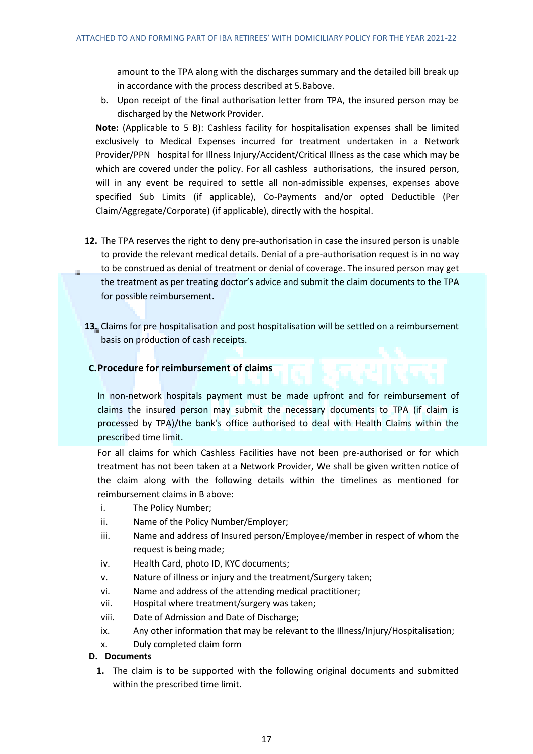amount to the TPA along with the discharges summary and the detailed bill break up in accordance with the process described at 5.Babove.

b. Upon receipt of the final authorisation letter from TPA, the insured person may be discharged by the Network Provider.

**Note:** (Applicable to 5 B): Cashless facility for hospitalisation expenses shall be limited exclusively to Medical Expenses incurred for treatment undertaken in a Network Provider/PPN hospital for Illness Injury/Accident/Critical Illness as the case which may be which are covered under the policy. For all cashless authorisations, the insured person, will in any event be required to settle all non-admissible expenses, expenses above specified Sub Limits (if applicable), Co-Payments and/or opted Deductible (Per Claim/Aggregate/Corporate) (if applicable), directly with the hospital.

**12.** The TPA reserves the right to deny pre-authorisation in case the insured person is unable to provide the relevant medical details. Denial of a pre-authorisation request is in no way to be construed as denial of treatment or denial of coverage. The insured person may get the treatment as per treating doctor's advice and submit the claim documents to the TPA for possible reimbursement.

**13.** Claims for pre hospitalisation and post hospitalisation will be settled on a reimbursement basis on production of cash receipts.

## C. Procedure for reimbursement of claims

In non-network hospitals payment must be made upfront and for reimbursement of claims the insured person may submit the necessary documents to TPA (if claim is processed by TPA)/the bank's office authorised to deal with Health Claims within the prescribed time limit.

For all claims for which Cashless Facilities have not been pre-authorised or for which treatment has not been taken at a Network Provider, We shall be given written notice of the claim along with the following details within the timelines as mentioned for reimbursement claims in B above:

i. The Policy Number;
ii. Name of the Policy Number/Employer;
iii. Name and address of Insured person/Employee/member in respect of whom the request is being made;
iv. Health Card, photo ID, KYC documents;
v. Nature of illness or injury and the treatment/Surgery taken;
vi. Name and address of the attending medical practitioner;
vii. Hospital where treatment/surgery was taken;
viii. Date of Admission and Date of Discharge;
ix. Any other information that may be relevant to the Illness/Injury/Hospitalisation;
x. Duly completed claim form

## D. Documents

**1.** The claim is to be supported with the following original documents and submitted within the prescribed time limit.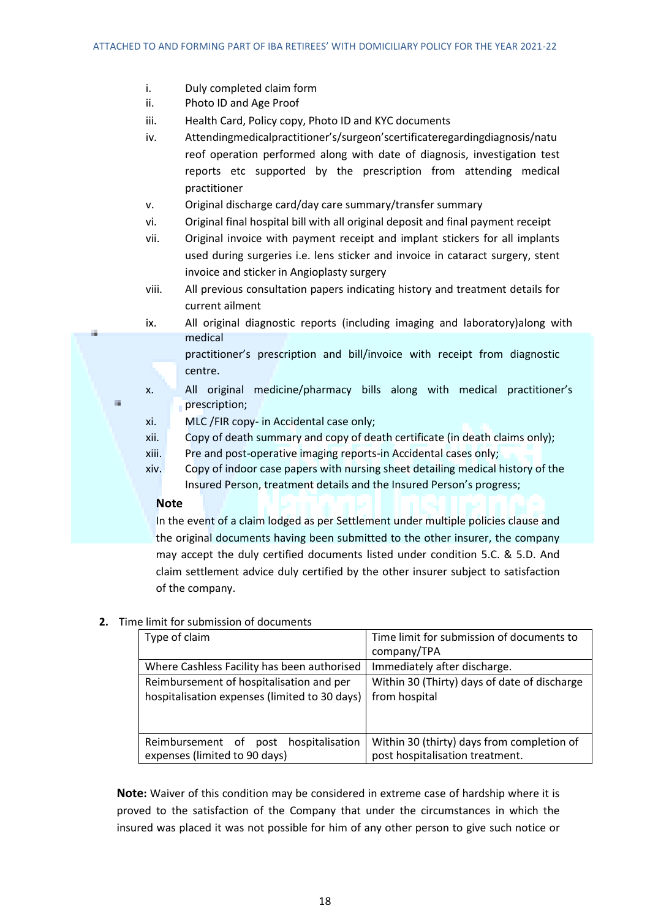i. Duly completed claim form
ii. Photo ID and Age Proof
iii. Health Card, Policy copy, Photo ID and KYC documents
iv. Attendingmedicalpractitioner's/surgeon'scertificateregardingdiagnosis/nature of operation performed along with date of diagnosis, investigation test reports etc supported by the prescription from attending medical practitioner
v. Original discharge card/day care summary/transfer summary
vi. Original final hospital bill with all original deposit and final payment receipt
vii. Original invoice with payment receipt and implant stickers for all implants used during surgeries i.e. lens sticker and invoice in cataract surgery, stent invoice and sticker in Angioplasty surgery
viii. All previous consultation papers indicating history and treatment details for current ailment
ix. All original diagnostic reports (including imaging and laboratory)along with medical practitioner's prescription and bill/invoice with receipt from diagnostic centre.
x. All original medicine/pharmacy bills along with medical practitioner's prescription;
xi. MLC /FIR copy- in Accidental case only;
xii. Copy of death summary and copy of death certificate (in death claims only);
xiii. Pre and post-operative imaging reports-in Accidental cases only;
xiv. Copy of indoor case papers with nursing sheet detailing medical history of the Insured Person, treatment details and the Insured Person's progress;

**Note**

In the event of a claim lodged as per Settlement under multiple policies clause and the original documents having been submitted to the other insurer, the company may accept the duly certified documents listed under condition 5.C. & 5.D. And claim settlement advice duly certified by the other insurer subject to satisfaction of the company.

**2.** Time limit for submission of documents

| Type of claim | Time limit for submission of documents to company/TPA |
|---|---|
| Where Cashless Facility has been authorised | Immediately after discharge. |
| Reimbursement of hospitalisation and per hospitalisation expenses (limited to 30 days) | Within 30 (Thirty) days of date of discharge from hospital |
| Reimbursement of post hospitalisation expenses (limited to 90 days) | Within 30 (thirty) days from completion of post hospitalisation treatment. |

**Note:** Waiver of this condition may be considered in extreme case of hardship where it is proved to the satisfaction of the Company that under the circumstances in which the insured was placed it was not possible for him of any other person to give such notice or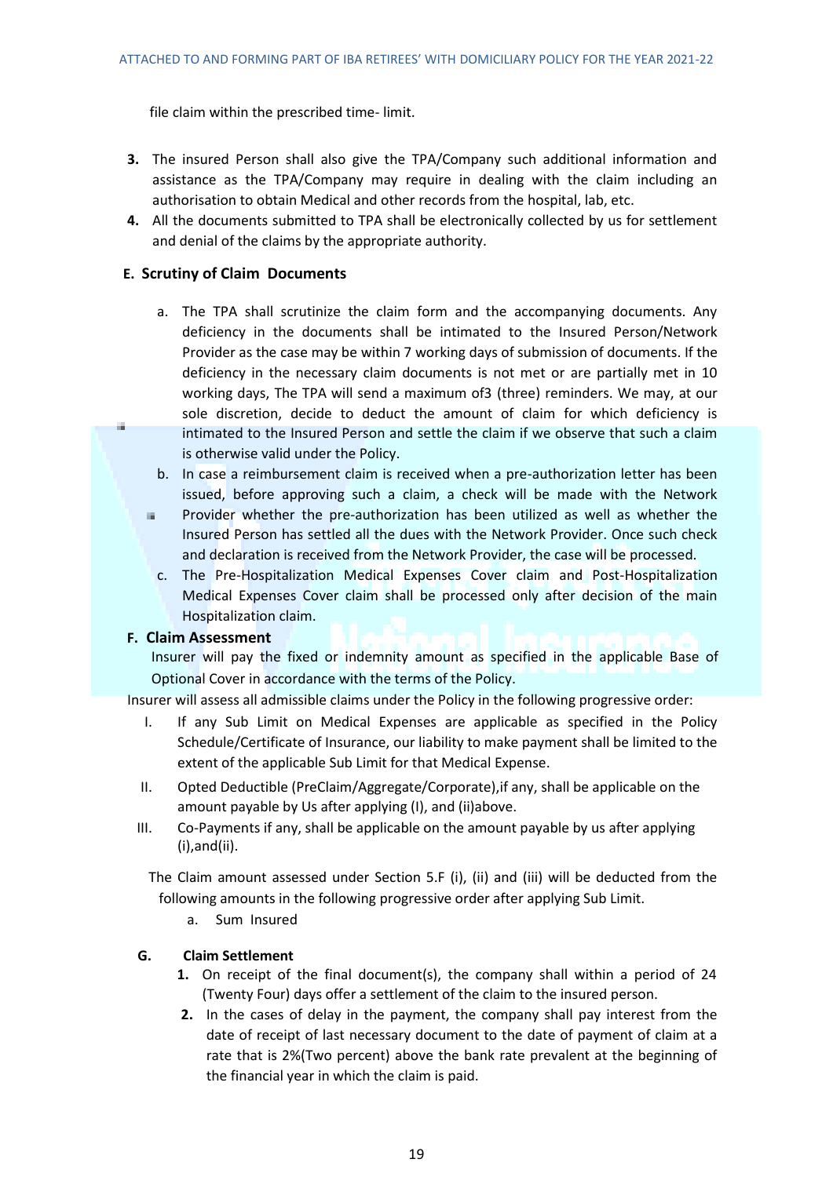file claim within the prescribed time- limit.

3. The insured Person shall also give the TPA/Company such additional information and assistance as the TPA/Company may require in dealing with the claim including an authorisation to obtain Medical and other records from the hospital, lab, etc.
4. All the documents submitted to TPA shall be electronically collected by us for settlement and denial of the claims by the appropriate authority.

### E. Scrutiny of Claim Documents

a. The TPA shall scrutinize the claim form and the accompanying documents. Any deficiency in the documents shall be intimated to the Insured Person/Network Provider as the case may be within 7 working days of submission of documents. If the deficiency in the necessary claim documents is not met or are partially met in 10 working days, The TPA will send a maximum of3 (three) reminders. We may, at our sole discretion, decide to deduct the amount of claim for which deficiency is intimated to the Insured Person and settle the claim if we observe that such a claim is otherwise valid under the Policy.

b. In case a reimbursement claim is received when a pre-authorization letter has been issued, before approving such a claim, a check will be made with the Network Provider whether the pre-authorization has been utilized as well as whether the Insured Person has settled all the dues with the Network Provider. Once such check and declaration is received from the Network Provider, the case will be processed.

c. The Pre-Hospitalization Medical Expenses Cover claim and Post-Hospitalization Medical Expenses Cover claim shall be processed only after decision of the main Hospitalization claim.

### F. Claim Assessment

Insurer will pay the fixed or indemnity amount as specified in the applicable Base of Optional Cover in accordance with the terms of the Policy.

Insurer will assess all admissible claims under the Policy in the following progressive order:

I. If any Sub Limit on Medical Expenses are applicable as specified in the Policy Schedule/Certificate of Insurance, our liability to make payment shall be limited to the extent of the applicable Sub Limit for that Medical Expense.

II. Opted Deductible (PreClaim/Aggregate/Corporate),if any, shall be applicable on the amount payable by Us after applying (I), and (ii)above.

III. Co-Payments if any, shall be applicable on the amount payable by us after applying (i),and(ii).

The Claim amount assessed under Section 5.F (i), (ii) and (iii) will be deducted from the following amounts in the following progressive order after applying Sub Limit.

a. Sum Insured

### G. Claim Settlement

1. On receipt of the final document(s), the company shall within a period of 24 (Twenty Four) days offer a settlement of the claim to the insured person.
2. In the cases of delay in the payment, the company shall pay interest from the date of receipt of last necessary document to the date of payment of claim at a rate that is 2%(Two percent) above the bank rate prevalent at the beginning of the financial year in which the claim is paid.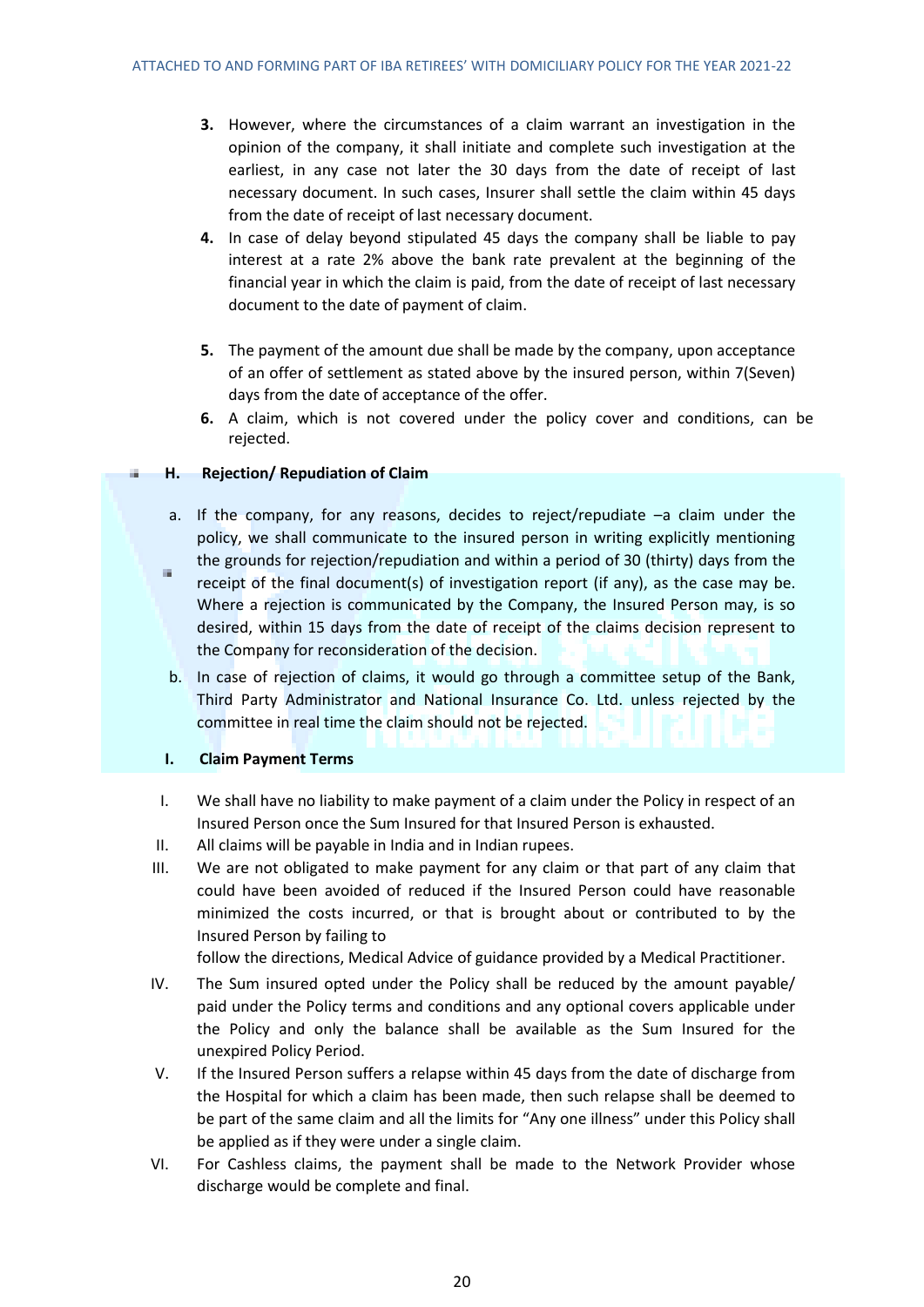3. However, where the circumstances of a claim warrant an investigation in the opinion of the company, it shall initiate and complete such investigation at the earliest, in any case not later the 30 days from the date of receipt of last necessary document. In such cases, Insurer shall settle the claim within 45 days from the date of receipt of last necessary document.
4. In case of delay beyond stipulated 45 days the company shall be liable to pay interest at a rate 2% above the bank rate prevalent at the beginning of the financial year in which the claim is paid, from the date of receipt of last necessary document to the date of payment of claim.
5. The payment of the amount due shall be made by the company, upon acceptance of an offer of settlement as stated above by the insured person, within 7(Seven) days from the date of acceptance of the offer.
6. A claim, which is not covered under the policy cover and conditions, can be rejected.

**H. Rejection/ Repudiation of Claim**

a. If the company, for any reasons, decides to reject/repudiate –a claim under the policy, we shall communicate to the insured person in writing explicitly mentioning the grounds for rejection/repudiation and within a period of 30 (thirty) days from the receipt of the final document(s) of investigation report (if any), as the case may be. Where a rejection is communicated by the Company, the Insured Person may, is so desired, within 15 days from the date of receipt of the claims decision represent to the Company for reconsideration of the decision.

b. In case of rejection of claims, it would go through a committee setup of the Bank, Third Party Administrator and National Insurance Co. Ltd. unless rejected by the committee in real time the claim should not be rejected.

**I. Claim Payment Terms**

I. We shall have no liability to make payment of a claim under the Policy in respect of an Insured Person once the Sum Insured for that Insured Person is exhausted.

II. All claims will be payable in India and in Indian rupees.

III. We are not obligated to make payment for any claim or that part of any claim that could have been avoided of reduced if the Insured Person could have reasonable minimized the costs incurred, or that is brought about or contributed to by the Insured Person by failing to follow the directions, Medical Advice of guidance provided by a Medical Practitioner.

IV. The Sum insured opted under the Policy shall be reduced by the amount payable/ paid under the Policy terms and conditions and any optional covers applicable under the Policy and only the balance shall be available as the Sum Insured for the unexpired Policy Period.

V. If the Insured Person suffers a relapse within 45 days from the date of discharge from the Hospital for which a claim has been made, then such relapse shall be deemed to be part of the same claim and all the limits for "Any one illness" under this Policy shall be applied as if they were under a single claim.

VI. For Cashless claims, the payment shall be made to the Network Provider whose discharge would be complete and final.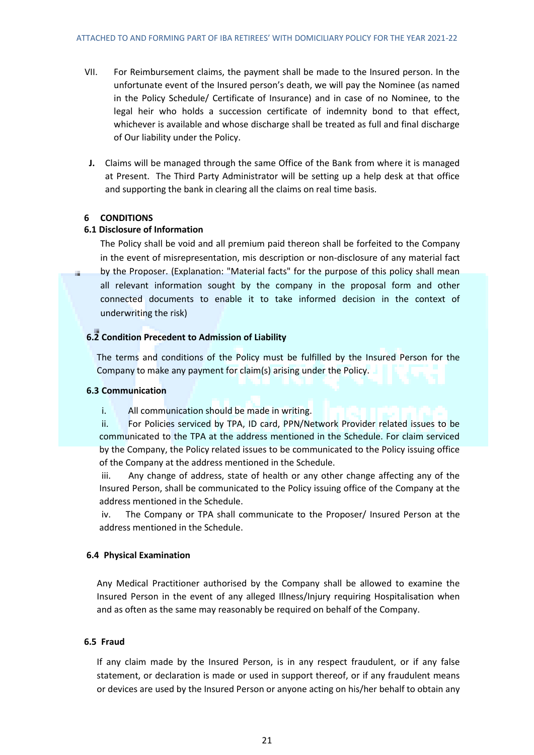VII. For Reimbursement claims, the payment shall be made to the Insured person. In the unfortunate event of the Insured person's death, we will pay the Nominee (as named in the Policy Schedule/ Certificate of Insurance) and in case of no Nominee, to the legal heir who holds a succession certificate of indemnity bond to that effect, whichever is available and whose discharge shall be treated as full and final discharge of Our liability under the Policy.

**J.** Claims will be managed through the same Office of the Bank from where it is managed at Present. The Third Party Administrator will be setting up a help desk at that office and supporting the bank in clearing all the claims on real time basis.

## 6 CONDITIONS

### 6.1 Disclosure of Information

The Policy shall be void and all premium paid thereon shall be forfeited to the Company in the event of misrepresentation, mis description or non-disclosure of any material fact by the Proposer. (Explanation: "Material facts" for the purpose of this policy shall mean all relevant information sought by the company in the proposal form and other connected documents to enable it to take informed decision in the context of underwriting the risk)

### 6.2 Condition Precedent to Admission of Liability

The terms and conditions of the Policy must be fulfilled by the Insured Person for the Company to make any payment for claim(s) arising under the Policy.

### 6.3 Communication

i. All communication should be made in writing.

ii. For Policies serviced by TPA, ID card, PPN/Network Provider related issues to be communicated to the TPA at the address mentioned in the Schedule. For claim serviced by the Company, the Policy related issues to be communicated to the Policy issuing office of the Company at the address mentioned in the Schedule.

iii. Any change of address, state of health or any other change affecting any of the Insured Person, shall be communicated to the Policy issuing office of the Company at the address mentioned in the Schedule.

iv. The Company or TPA shall communicate to the Proposer/ Insured Person at the address mentioned in the Schedule.

### 6.4 Physical Examination

Any Medical Practitioner authorised by the Company shall be allowed to examine the Insured Person in the event of any alleged Illness/Injury requiring Hospitalisation when and as often as the same may reasonably be required on behalf of the Company.

### 6.5 Fraud

If any claim made by the Insured Person, is in any respect fraudulent, or if any false statement, or declaration is made or used in support thereof, or if any fraudulent means or devices are used by the Insured Person or anyone acting on his/her behalf to obtain any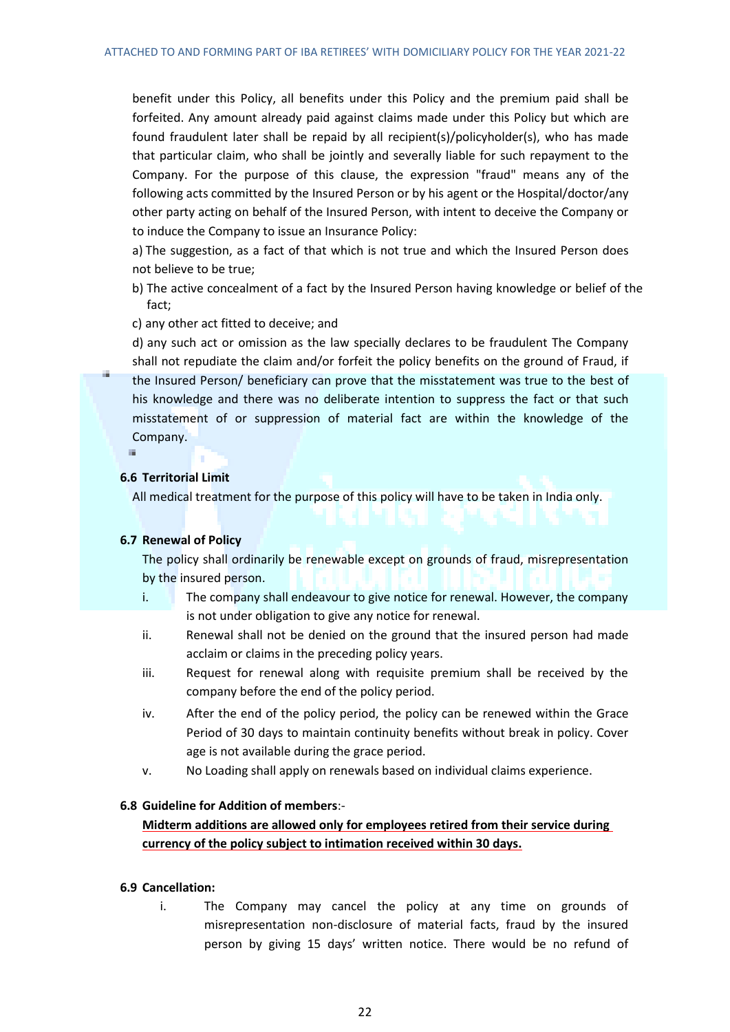benefit under this Policy, all benefits under this Policy and the premium paid shall be forfeited. Any amount already paid against claims made under this Policy but which are found fraudulent later shall be repaid by all recipient(s)/policyholder(s), who has made that particular claim, who shall be jointly and severally liable for such repayment to the Company. For the purpose of this clause, the expression "fraud" means any of the following acts committed by the Insured Person or by his agent or the Hospital/doctor/any other party acting on behalf of the Insured Person, with intent to deceive the Company or to induce the Company to issue an Insurance Policy:

a) The suggestion, as a fact of that which is not true and which the Insured Person does not believe to be true;

b) The active concealment of a fact by the Insured Person having knowledge or belief of the fact;

c) any other act fitted to deceive; and

d) any such act or omission as the law specially declares to be fraudulent The Company shall not repudiate the claim and/or forfeit the policy benefits on the ground of Fraud, if the Insured Person/ beneficiary can prove that the misstatement was true to the best of his knowledge and there was no deliberate intention to suppress the fact or that such misstatement of or suppression of material fact are within the knowledge of the Company.

**6.6 Territorial Limit**

All medical treatment for the purpose of this policy will have to be taken in India only.

**6.7 Renewal of Policy**

The policy shall ordinarily be renewable except on grounds of fraud, misrepresentation by the insured person.

i. The company shall endeavour to give notice for renewal. However, the company is not under obligation to give any notice for renewal.

ii. Renewal shall not be denied on the ground that the insured person had made acclaim or claims in the preceding policy years.

iii. Request for renewal along with requisite premium shall be received by the company before the end of the policy period.

iv. After the end of the policy period, the policy can be renewed within the Grace Period of 30 days to maintain continuity benefits without break in policy. Cover age is not available during the grace period.

v. No Loading shall apply on renewals based on individual claims experience.

**6.8 Guideline for Addition of members**:-

**<u>Midterm additions are allowed only for employees retired from their service during currency of the policy subject to intimation received within 30 days.</u>**

**6.9 Cancellation:**

i. The Company may cancel the policy at any time on grounds of misrepresentation non-disclosure of material facts, fraud by the insured person by giving 15 days' written notice. There would be no refund of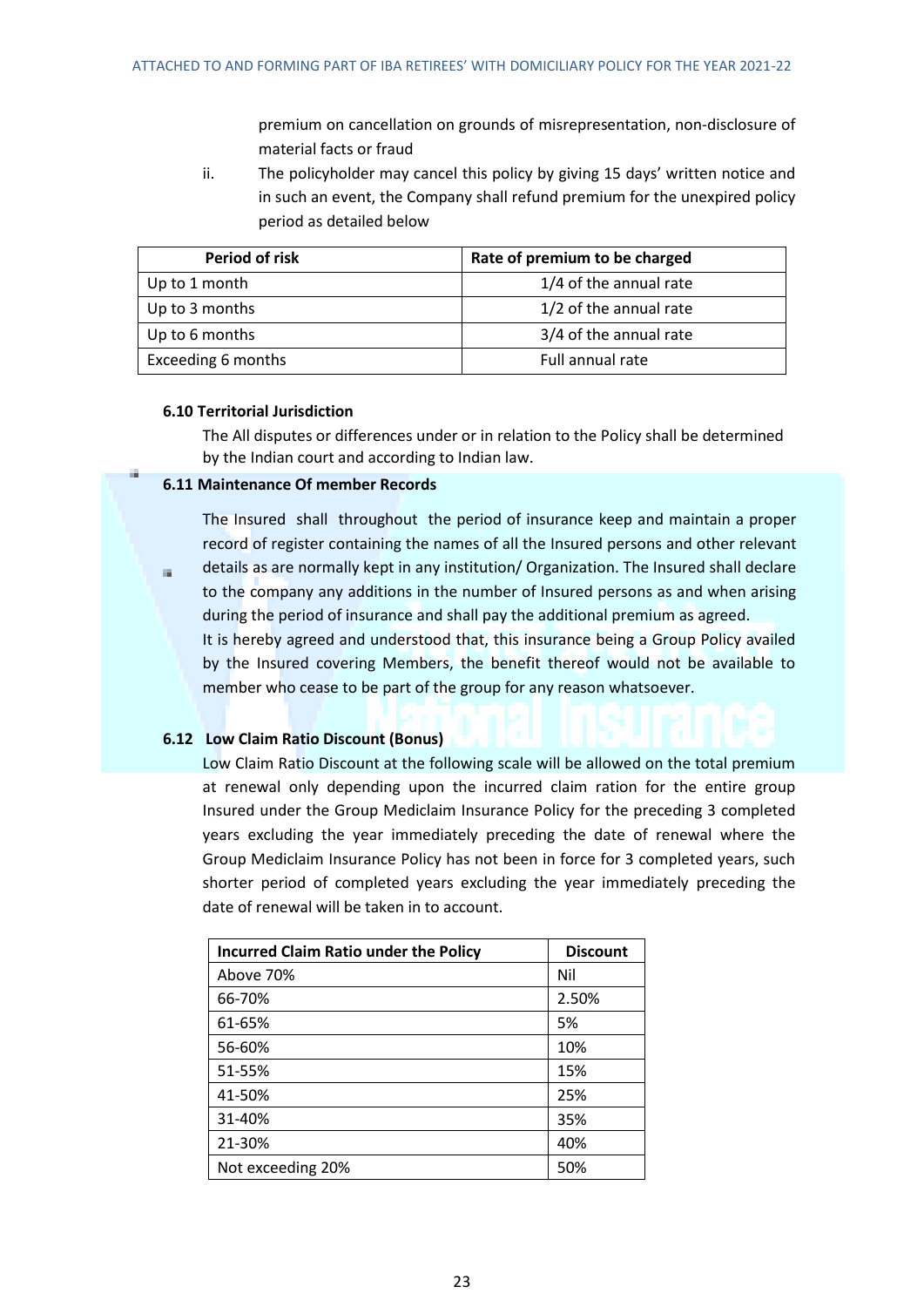premium on cancellation on grounds of misrepresentation, non-disclosure of material facts or fraud

ii. The policyholder may cancel this policy by giving 15 days' written notice and in such an event, the Company shall refund premium for the unexpired policy period as detailed below

| Period of risk | Rate of premium to be charged |
|---|---|
| Up to 1 month | 1/4 of the annual rate |
| Up to 3 months | 1/2 of the annual rate |
| Up to 6 months | 3/4 of the annual rate |
| Exceeding 6 months | Full annual rate |

**6.10 Territorial Jurisdiction**

The All disputes or differences under or in relation to the Policy shall be determined by the Indian court and according to Indian law.

**6.11 Maintenance Of member Records**

The Insured shall throughout the period of insurance keep and maintain a proper record of register containing the names of all the Insured persons and other relevant details as are normally kept in any institution/ Organization. The Insured shall declare to the company any additions in the number of Insured persons as and when arising during the period of insurance and shall pay the additional premium as agreed.
It is hereby agreed and understood that, this insurance being a Group Policy availed by the Insured covering Members, the benefit thereof would not be available to member who cease to be part of the group for any reason whatsoever.

**6.12 Low Claim Ratio Discount (Bonus)**

Low Claim Ratio Discount at the following scale will be allowed on the total premium at renewal only depending upon the incurred claim ration for the entire group Insured under the Group Mediclaim Insurance Policy for the preceding 3 completed years excluding the year immediately preceding the date of renewal where the Group Mediclaim Insurance Policy has not been in force for 3 completed years, such shorter period of completed years excluding the year immediately preceding the date of renewal will be taken in to account.

| Incurred Claim Ratio under the Policy | Discount |
|---|---|
| Above 70% | Nil |
| 66-70% | 2.50% |
| 61-65% | 5% |
| 56-60% | 10% |
| 51-55% | 15% |
| 41-50% | 25% |
| 31-40% | 35% |
| 21-30% | 40% |
| Not exceeding 20% | 50% |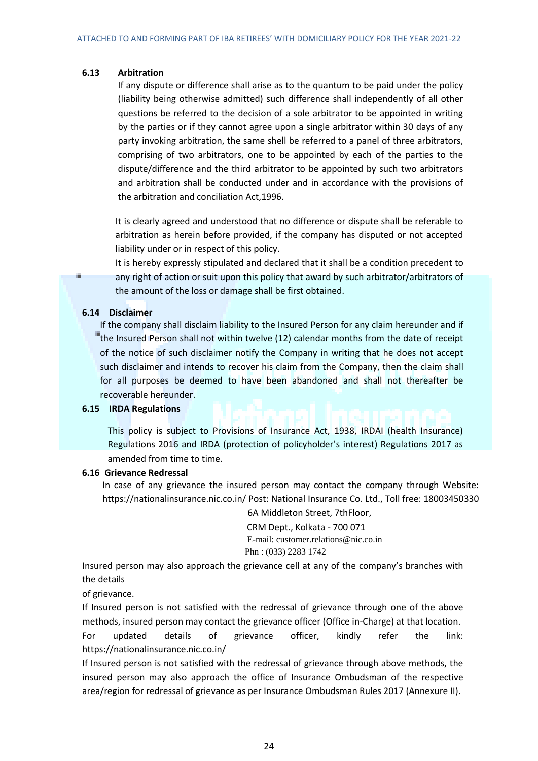### 6.13 Arbitration

If any dispute or difference shall arise as to the quantum to be paid under the policy (liability being otherwise admitted) such difference shall independently of all other questions be referred to the decision of a sole arbitrator to be appointed in writing by the parties or if they cannot agree upon a single arbitrator within 30 days of any party invoking arbitration, the same shell be referred to a panel of three arbitrators, comprising of two arbitrators, one to be appointed by each of the parties to the dispute/difference and the third arbitrator to be appointed by such two arbitrators and arbitration shall be conducted under and in accordance with the provisions of the arbitration and conciliation Act,1996.

It is clearly agreed and understood that no difference or dispute shall be referable to arbitration as herein before provided, if the company has disputed or not accepted liability under or in respect of this policy.

It is hereby expressly stipulated and declared that it shall be a condition precedent to any right of action or suit upon this policy that award by such arbitrator/arbitrators of the amount of the loss or damage shall be first obtained.

### 6.14 Disclaimer

If the company shall disclaim liability to the Insured Person for any claim hereunder and if the Insured Person shall not within twelve (12) calendar months from the date of receipt of the notice of such disclaimer notify the Company in writing that he does not accept such disclaimer and intends to recover his claim from the Company, then the claim shall for all purposes be deemed to have been abandoned and shall not thereafter be recoverable hereunder.

### 6.15 IRDA Regulations

This policy is subject to Provisions of Insurance Act, 1938, IRDAI (health Insurance) Regulations 2016 and IRDA (protection of policyholder's interest) Regulations 2017 as amended from time to time.

### 6.16 Grievance Redressal

In case of any grievance the insured person may contact the company through Website: https://nationalinsurance.nic.co.in/ Post: National Insurance Co. Ltd., Toll free: 18003450330

6A Middleton Street, 7thFloor,
CRM Dept., Kolkata - 700 071
E-mail: customer.relations@nic.co.in
Phn : (033) 2283 1742

Insured person may also approach the grievance cell at any of the company's branches with the details of grievance.

If Insured person is not satisfied with the redressal of grievance through one of the above methods, insured person may contact the grievance officer (Office in-Charge) at that location. For updated details of grievance officer, kindly refer the link: https://nationalinsurance.nic.co.in/

If Insured person is not satisfied with the redressal of grievance through above methods, the insured person may also approach the office of Insurance Ombudsman of the respective area/region for redressal of grievance as per Insurance Ombudsman Rules 2017 (Annexure II).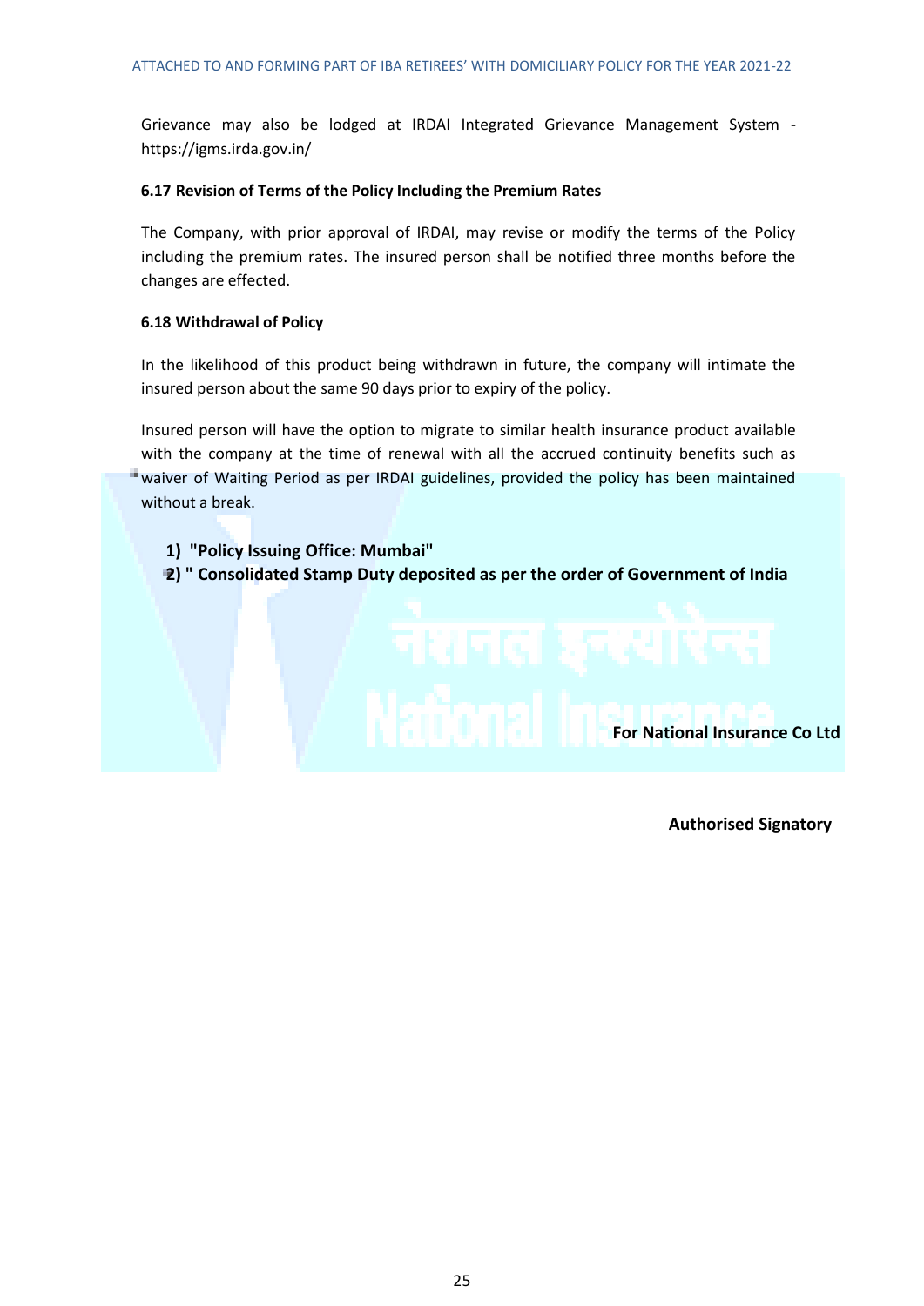Grievance may also be lodged at IRDAI Integrated Grievance Management System - https://igms.irda.gov.in/

**6.17 Revision of Terms of the Policy Including the Premium Rates**

The Company, with prior approval of IRDAI, may revise or modify the terms of the Policy including the premium rates. The insured person shall be notified three months before the changes are effected.

**6.18 Withdrawal of Policy**

In the likelihood of this product being withdrawn in future, the company will intimate the insured person about the same 90 days prior to expiry of the policy.

Insured person will have the option to migrate to similar health insurance product available with the company at the time of renewal with all the accrued continuity benefits such as waiver of Waiting Period as per IRDAI guidelines, provided the policy has been maintained without a break.

1) **"Policy Issuing Office: Mumbai"**
2) **" Consolidated Stamp Duty deposited as per the order of Government of India**

**For National Insurance Co Ltd**

**Authorised Signatory**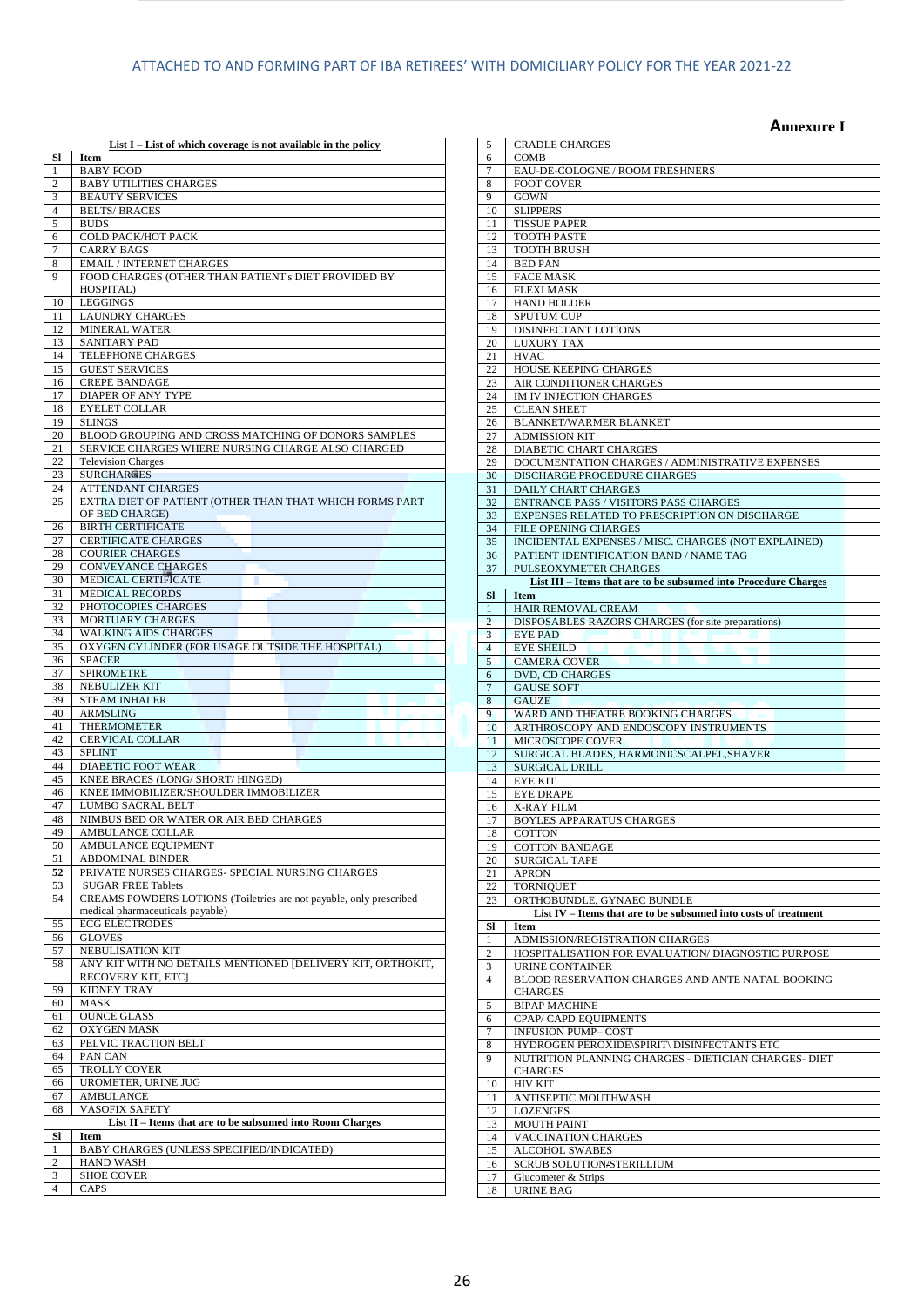ATTACHED TO AND FORMING PART OF IBA RETIREES' WITH DOMICILIARY POLICY FOR THE YEAR 2021-22

## Annexure I

**List I – List of which coverage is not available in the policy**

| Sl | Item |
|---|---|
| 1 | BABY FOOD |
| 2 | BABY UTILITIES CHARGES |
| 3 | BEAUTY SERVICES |
| 4 | BELTS/ BRACES |
| 5 | BUDS |
| 6 | COLD PACK/HOT PACK |
| 7 | CARRY BAGS |
| 8 | EMAIL / INTERNET CHARGES |
| 9 | FOOD CHARGES (OTHER THAN PATIENT's DIET PROVIDED BY HOSPITAL) |
| 10 | LEGGINGS |
| 11 | LAUNDRY CHARGES |
| 12 | MINERAL WATER |
| 13 | SANITARY PAD |
| 14 | TELEPHONE CHARGES |
| 15 | GUEST SERVICES |
| 16 | CREPE BANDAGE |
| 17 | DIAPER OF ANY TYPE |
| 18 | EYELET COLLAR |
| 19 | SLINGS |
| 20 | BLOOD GROUPING AND CROSS MATCHING OF DONORS SAMPLES |
| 21 | SERVICE CHARGES WHERE NURSING CHARGE ALSO CHARGED |
| 22 | Television Charges |
| 23 | SURCHARGES |
| 24 | ATTENDANT CHARGES |
| 25 | EXTRA DIET OF PATIENT (OTHER THAN THAT WHICH FORMS PART OF BED CHARGE) |
| 26 | BIRTH CERTIFICATE |
| 27 | CERTIFICATE CHARGES |
| 28 | COURIER CHARGES |
| 29 | CONVEYANCE CHARGES |
| 30 | MEDICAL CERTIFICATE |
| 31 | MEDICAL RECORDS |
| 32 | PHOTOCOPIES CHARGES |
| 33 | MORTUARY CHARGES |
| 34 | WALKING AIDS CHARGES |
| 35 | OXYGEN CYLINDER (FOR USAGE OUTSIDE THE HOSPITAL) |
| 36 | SPACER |
| 37 | SPIROMETRE |
| 38 | NEBULIZER KIT |
| 39 | STEAM INHALER |
| 40 | ARMSLING |
| 41 | THERMOMETER |
| 42 | CERVICAL COLLAR |
| 43 | SPLINT |
| 44 | DIABETIC FOOT WEAR |
| 45 | KNEE BRACES (LONG/ SHORT/ HINGED) |
| 46 | KNEE IMMOBILIZER/SHOULDER IMMOBILIZER |
| 47 | LUMBO SACRAL BELT |
| 48 | NIMBUS BED OR WATER OR AIR BED CHARGES |
| 49 | AMBULANCE COLLAR |
| 50 | AMBULANCE EQUIPMENT |
| 51 | ABDOMINAL BINDER |
| 52 | PRIVATE NURSES CHARGES- SPECIAL NURSING CHARGES |
| 53 | SUGAR FREE Tablets |
| 54 | CREAMS POWDERS LOTIONS (Toiletries are not payable, only prescribed medical pharmaceuticals payable) |
| 55 | ECG ELECTRODES |
| 56 | GLOVES |
| 57 | NEBULISATION KIT |
| 58 | ANY KIT WITH NO DETAILS MENTIONED [DELIVERY KIT, ORTHOKIT, RECOVERY KIT, ETC] |
| 59 | KIDNEY TRAY |
| 60 | MASK |
| 61 | OUNCE GLASS |
| 62 | OXYGEN MASK |
| 63 | PELVIC TRACTION BELT |
| 64 | PAN CAN |
| 65 | TROLLY COVER |
| 66 | UROMETER, URINE JUG |
| 67 | AMBULANCE |
| 68 | VASOFIX SAFETY |

**List II – Items that are to be subsumed into Room Charges**

| Sl | Item |
|---|---|
| 1 | BABY CHARGES (UNLESS SPECIFIED/INDICATED) |
| 2 | HAND WASH |
| 3 | SHOE COVER |
| 4 | CAPS |
| 5 | CRADLE CHARGES |
| 6 | COMB |
| 7 | EAU-DE-COLOGNE / ROOM FRESHNERS |
| 8 | FOOT COVER |
| 9 | GOWN |
| 10 | SLIPPERS |
| 11 | TISSUE PAPER |
| 12 | TOOTH PASTE |
| 13 | TOOTH BRUSH |
| 14 | BED PAN |
| 15 | FACE MASK |
| 16 | FLEXI MASK |
| 17 | HAND HOLDER |
| 18 | SPUTUM CUP |
| 19 | DISINFECTANT LOTIONS |
| 20 | LUXURY TAX |
| 21 | HVAC |
| 22 | HOUSE KEEPING CHARGES |
| 23 | AIR CONDITIONER CHARGES |
| 24 | IM IV INJECTION CHARGES |
| 25 | CLEAN SHEET |
| 26 | BLANKET/WARMER BLANKET |
| 27 | ADMISSION KIT |
| 28 | DIABETIC CHART CHARGES |
| 29 | DOCUMENTATION CHARGES / ADMINISTRATIVE EXPENSES |
| 30 | DISCHARGE PROCEDURE CHARGES |
| 31 | DAILY CHART CHARGES |
| 32 | ENTRANCE PASS / VISITORS PASS CHARGES |
| 33 | EXPENSES RELATED TO PRESCRIPTION ON DISCHARGE |
| 34 | FILE OPENING CHARGES |
| 35 | INCIDENTAL EXPENSES / MISC. CHARGES (NOT EXPLAINED) |
| 36 | PATIENT IDENTIFICATION BAND / NAME TAG |
| 37 | PULSEOXYMETER CHARGES |

**List III – Items that are to be subsumed into Procedure Charges**

| Sl | Item |
|---|---|
| 1 | HAIR REMOVAL CREAM |
| 2 | DISPOSABLES RAZORS CHARGES (for site preparations) |
| 3 | EYE PAD |
| 4 | EYE SHEILD |
| 5 | CAMERA COVER |
| 6 | DVD, CD CHARGES |
| 7 | GAUSE SOFT |
| 8 | GAUZE |
| 9 | WARD AND THEATRE BOOKING CHARGES |
| 10 | ARTHROSCOPY AND ENDOSCOPY INSTRUMENTS |
| 11 | MICROSCOPE COVER |
| 12 | SURGICAL BLADES, HARMONICSCALPEL,SHAVER |
| 13 | SURGICAL DRILL |
| 14 | EYE KIT |
| 15 | EYE DRAPE |
| 16 | X-RAY FILM |
| 17 | BOYLES APPARATUS CHARGES |
| 18 | COTTON |
| 19 | COTTON BANDAGE |
| 20 | SURGICAL TAPE |
| 21 | APRON |
| 22 | TORNIQUET |
| 23 | ORTHOBUNDLE, GYNAEC BUNDLE |

**List IV – Items that are to be subsumed into costs of treatment**

| Sl | Item |
|---|---|
| 1 | ADMISSION/REGISTRATION CHARGES |
| 2 | HOSPITALISATION FOR EVALUATION/ DIAGNOSTIC PURPOSE |
| 3 | URINE CONTAINER |
| 4 | BLOOD RESERVATION CHARGES AND ANTE NATAL BOOKING CHARGES |
| 5 | BIPAP MACHINE |
| 6 | CPAP/ CAPD EQUIPMENTS |
| 7 | INFUSION PUMP– COST |
| 8 | HYDROGEN PEROXIDE\SPIRIT\ DISINFECTANTS ETC |
| 9 | NUTRITION PLANNING CHARGES - DIETICIAN CHARGES- DIET CHARGES |
| 10 | HIV KIT |
| 11 | ANTISEPTIC MOUTHWASH |
| 12 | LOZENGES |
| 13 | MOUTH PAINT |
| 14 | VACCINATION CHARGES |
| 15 | ALCOHOL SWABES |
| 16 | SCRUB SOLUTION/STERILLIUM |
| 17 | Glucometer & Strips |
| 18 | URINE BAG |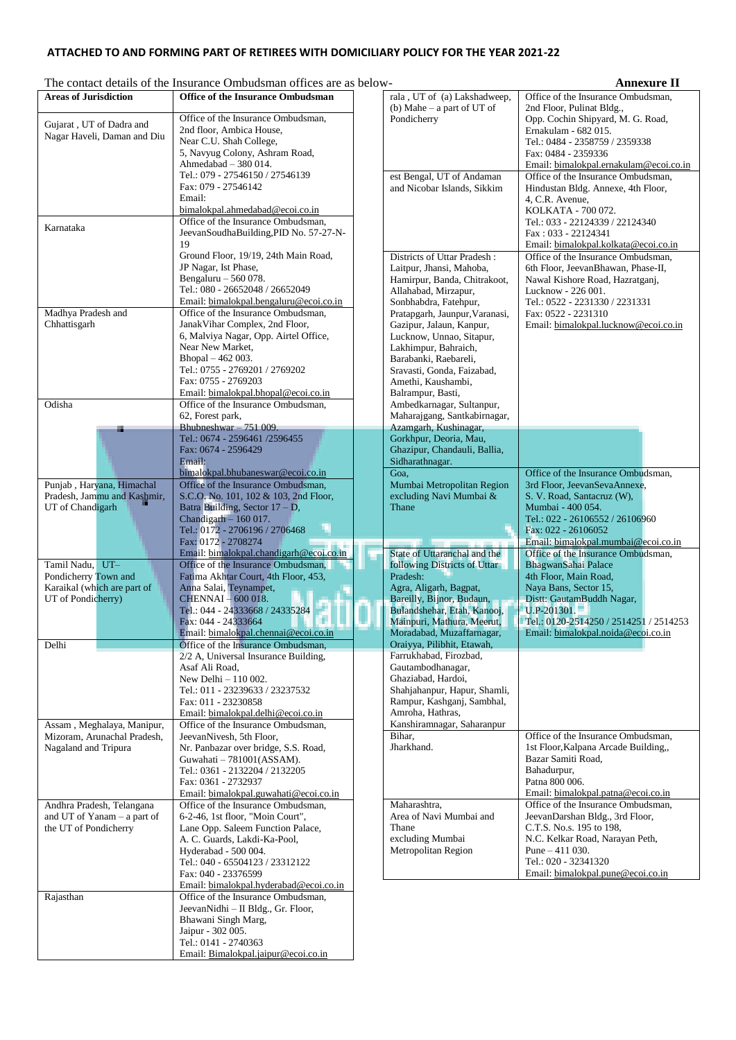**ATTACHED TO AND FORMING PART OF RETIREES WITH DOMICILIARY POLICY FOR THE YEAR 2021-22**

The contact details of the Insurance Ombudsman offices are as below- **Annexure II**

| Areas of Jurisdiction | Office of the Insurance Ombudsman |
|---|---|
| Gujarat , UT of Dadra and Nagar Haveli, Daman and Diu | Office of the Insurance Ombudsman, 2nd floor, Ambica House, Near C.U. Shah College, 5, Navyug Colony, Ashram Road, Ahmedabad – 380 014. Tel.: 079 - 27546150 / 27546139 Fax: 079 - 27546142 Email: bimalokpal.ahmedabad@ecoi.co.in |
| Karnataka | Office of the Insurance Ombudsman, JeevanSoudhaBuilding,PID No. 57-27-N-19 Ground Floor, 19/19, 24th Main Road, JP Nagar, Ist Phase, Bengaluru – 560 078. Tel.: 080 - 26652048 / 26652049 Email: bimalokpal.bengaluru@ecoi.co.in |
| Madhya Pradesh and Chhattisgarh | Office of the Insurance Ombudsman, JanakVihar Complex, 2nd Floor, 6, Malviya Nagar, Opp. Airtel Office, Near New Market, Bhopal – 462 003. Tel.: 0755 - 2769201 / 2769202 Fax: 0755 - 2769203 Email: bimalokpal.bhopal@ecoi.co.in |
| Odisha | Office of the Insurance Ombudsman, 62, Forest park, Bhubneshwar – 751 009. Tel.: 0674 - 2596461 /2596455 Fax: 0674 - 2596429 Email: bimalokpal.bhubaneswar@ecoi.co.in |
| Punjab , Haryana, Himachal Pradesh, Jammu and Kashmir, UT of Chandigarh | Office of the Insurance Ombudsman, S.C.O. No. 101, 102 & 103, 2nd Floor, Batra Building, Sector 17 – D, Chandigarh – 160 017. Tel.: 0172 - 2706196 / 2706468 Fax: 0172 - 2708274 Email: bimalokpal.chandigarh@ecoi.co.in |
| Tamil Nadu, UT–Pondicherry Town and Karaikal (which are part of UT of Pondicherry) | Office of the Insurance Ombudsman, Fatima Akhtar Court, 4th Floor, 453, Anna Salai, Teynampet, CHENNAI – 600 018. Tel.: 044 - 24333668 / 24335284 Fax: 044 - 24333664 Email: bimalokpal.chennai@ecoi.co.in |
| Delhi | Office of the Insurance Ombudsman, 2/2 A, Universal Insurance Building, Asaf Ali Road, New Delhi – 110 002. Tel.: 011 - 23239633 / 23237532 Fax: 011 - 23230858 Email: bimalokpal.delhi@ecoi.co.in |
| Assam , Meghalaya, Manipur, Mizoram, Arunachal Pradesh, Nagaland and Tripura | Office of the Insurance Ombudsman, JeevanNivesh, 5th Floor, Nr. Panbazar over bridge, S.S. Road, Guwahati – 781001(ASSAM). Tel.: 0361 - 2132204 / 2132205 Fax: 0361 - 2732937 Email: bimalokpal.guwahati@ecoi.co.in |
| Andhra Pradesh, Telangana and UT of Yanam – a part of the UT of Pondicherry | Office of the Insurance Ombudsman, 6-2-46, 1st floor, "Moin Court", Lane Opp. Saleem Function Palace, A. C. Guards, Lakdi-Ka-Pool, Hyderabad - 500 004. Tel.: 040 - 65504123 / 23312122 Fax: 040 - 23376599 Email: bimalokpal.hyderabad@ecoi.co.in |
| Rajasthan | Office of the Insurance Ombudsman, JeevanNidhi – II Bldg., Gr. Floor, Bhawani Singh Marg, Jaipur - 302 005. Tel.: 0141 - 2740363 Email: Bimalokpal.jaipur@ecoi.co.in |
| rala , UT of (a) Lakshadweep, (b) Mahe – a part of UT of Pondicherry | Office of the Insurance Ombudsman, 2nd Floor, Pulinat Bldg., Opp. Cochin Shipyard, M. G. Road, Ernakulam - 682 015. Tel.: 0484 - 2358759 / 2359338 Fax: 0484 - 2359336 Email: bimalokpal.ernakulam@ecoi.co.in |
| est Bengal, UT of Andaman and Nicobar Islands, Sikkim | Office of the Insurance Ombudsman, Hindustan Bldg. Annexe, 4th Floor, 4, C.R. Avenue, KOLKATA - 700 072. Tel.: 033 - 22124339 / 22124340 Fax : 033 - 22124341 Email: bimalokpal.kolkata@ecoi.co.in |
| Districts of Uttar Pradesh : Laitpur, Jhansi, Mahoba, Hamirpur, Banda, Chitrakoot, Allahabad, Mirzapur, Sonbhabdra, Fatehpur, Pratapgarh, Jaunpur,Varanasi, Gazipur, Jalaun, Kanpur, Lucknow, Unnao, Sitapur, Lakhimpur, Bahraich, Barabanki, Raebareli, Sravasti, Gonda, Faizabad, Amethi, Kaushambi, Balrampur, Basti, Ambedkarnagar, Sultanpur, Maharajgang, Santkabirnagar, Azamgarh, Kushinagar, Gorkhpur, Deoria, Mau, Ghazipur, Chandauli, Ballia, Sidharathnagar. | Office of the Insurance Ombudsman, 6th Floor, JeevanBhawan, Phase-II, Nawal Kishore Road, Hazratganj, Lucknow - 226 001. Tel.: 0522 - 2231330 / 2231331 Fax: 0522 - 2231310 Email: bimalokpal.lucknow@ecoi.co.in |
| Goa, Mumbai Metropolitan Region excluding Navi Mumbai & Thane | Office of the Insurance Ombudsman, 3rd Floor, JeevanSevaAnnexe, S. V. Road, Santacruz (W), Mumbai - 400 054. Tel.: 022 - 26106552 / 26106960 Fax: 022 - 26106052 Email: bimalokpal.mumbai@ecoi.co.in |
| State of Uttaranchal and the following Districts of Uttar Pradesh: Agra, Aligarh, Bagpat, Bareilly, Bijnor, Budaun, Bulandshehar, Etah, Kanooj, Mainpuri, Mathura, Meerut, Moradabad, Muzaffarnagar, Oraiyya, Pilibhit, Etawah, Farrukhabad, Firozbad, Gautambodhanagar, Ghaziabad, Hardoi, Shahjahanpur, Hapur, Shamli, Rampur, Kashganj, Sambhal, Amroha, Hathras, Kanshiramnagar, Saharanpur | Office of the Insurance Ombudsman, BhagwanSahai Palace 4th Floor, Main Road, Naya Bans, Sector 15, Distt: GautamBuddh Nagar, U.P-201301. Tel.: 0120-2514250 / 2514251 / 2514253 Email: bimalokpal.noida@ecoi.co.in |
| Bihar, Jharkhand. | Office of the Insurance Ombudsman, 1st Floor,Kalpana Arcade Building,, Bazar Samiti Road, Bahadurpur, Patna 800 006. Email: bimalokpal.patna@ecoi.co.in |
| Maharashtra, Area of Navi Mumbai and Thane excluding Mumbai Metropolitan Region | Office of the Insurance Ombudsman, JeevanDarshan Bldg., 3rd Floor, C.T.S. No.s. 195 to 198, N.C. Kelkar Road, Narayan Peth, Pune – 411 030. Tel.: 020 - 32341320 Email: bimalokpal.pune@ecoi.co.in |